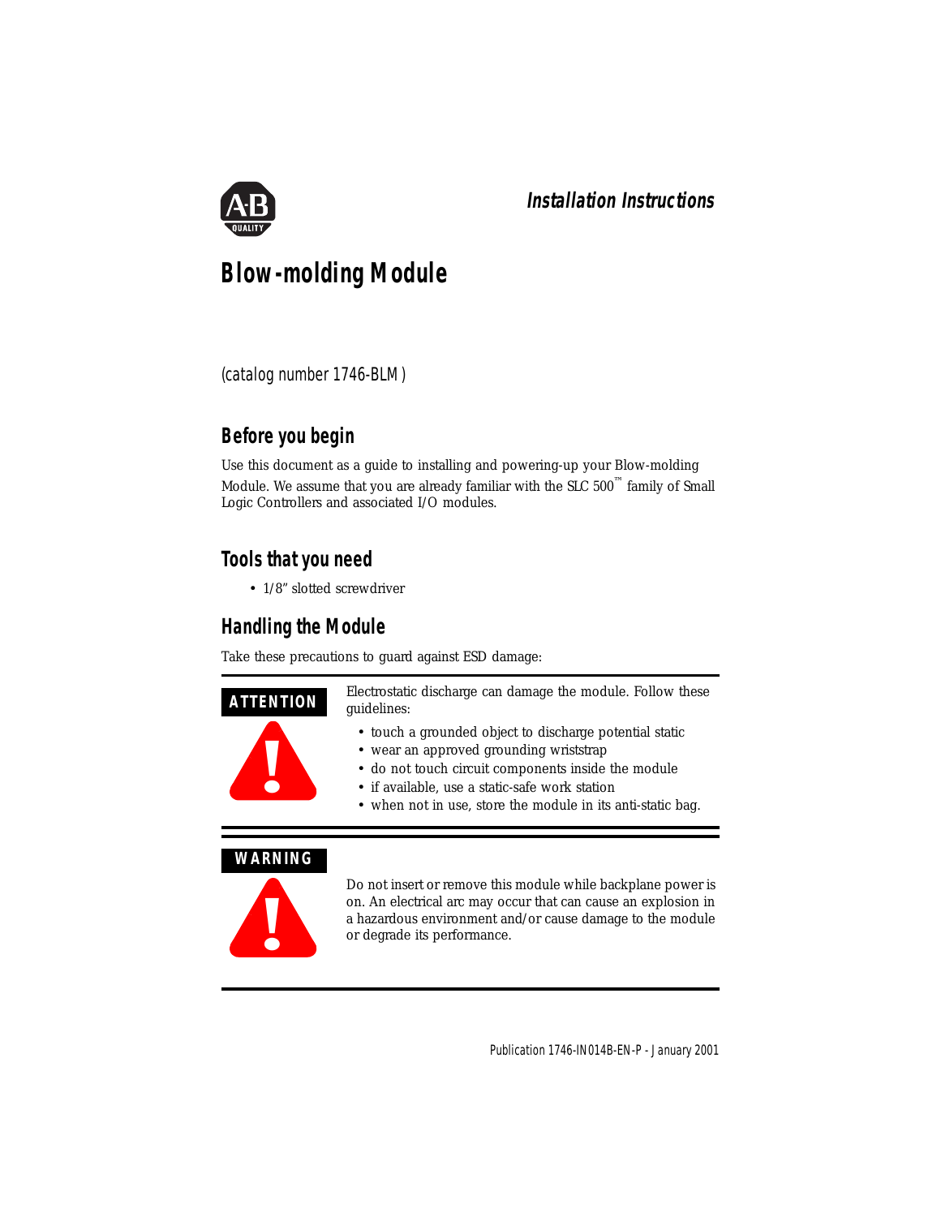*Installation Instructions*

# Blow-molding Module

(catalog number 1746-BLM)

## Before you begin

Use this document as a guide to installing and powering-up your Blow-molding Module. We assume that you are already familiar with the SLC 500™ family of Small Logic Controllers and associated I/O modules.

## Tools that you need

- 1/8" slotted screwdriver

## Handling the Module

Take these precautions to guard against ESD damage:

**ATTENTION**

Electrostatic discharge can damage the module. Follow these guidelines:

- touch a grounded object to discharge potential static
- wear an approved grounding wriststrap
- do not touch circuit components inside the module
- if available, use a static-safe work station
- when not in use, store the module in its anti-static bag.

**WARNING**

Do not insert or remove this module while backplane power is on. An electrical arc may occur that can cause an explosion in a hazardous environment and/or cause damage to the module or degrade its performance.

Publication 1746-IN014B-EN-P - January 2001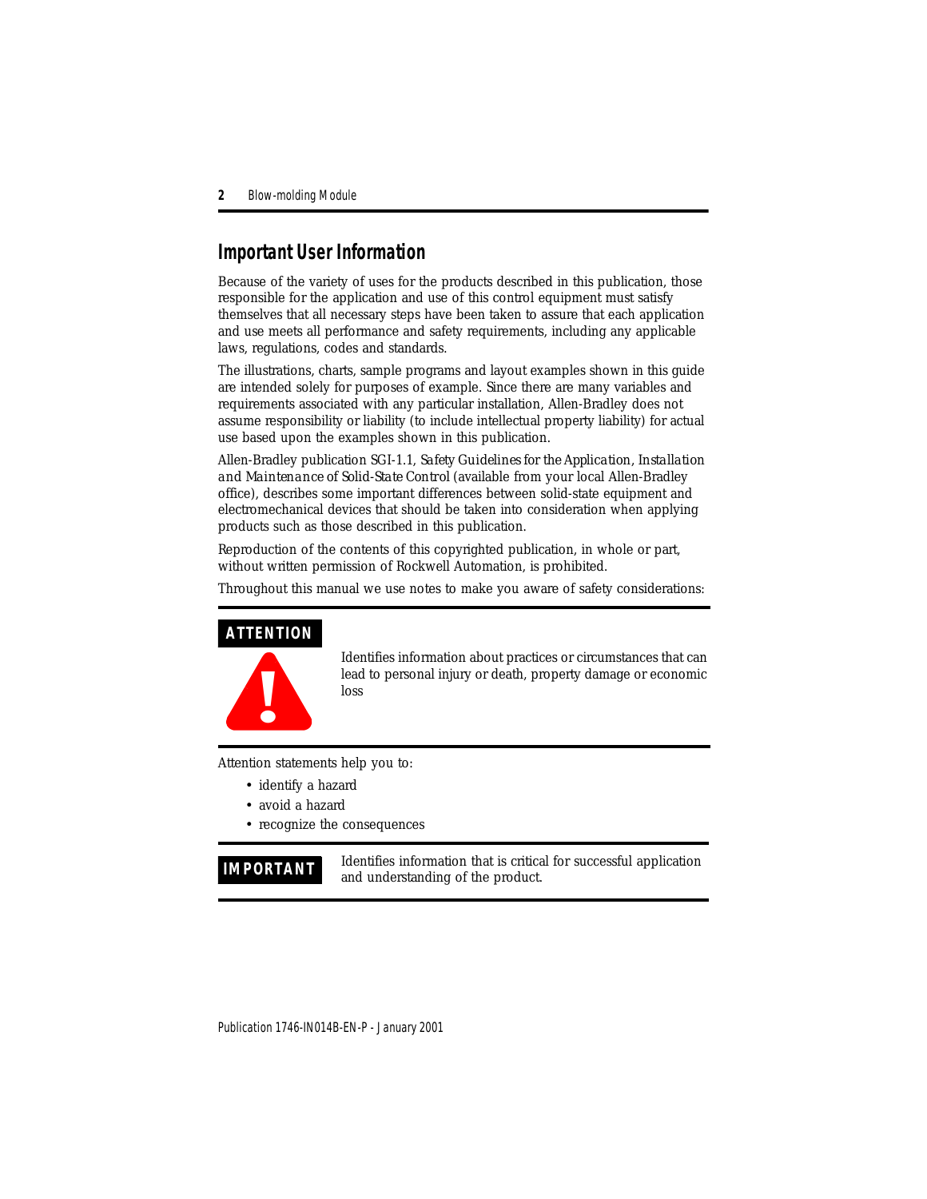## Important User Information

Because of the variety of uses for the products described in this publication, those responsible for the application and use of this control equipment must satisfy themselves that all necessary steps have been taken to assure that each application and use meets all performance and safety requirements, including any applicable laws, regulations, codes and standards.

The illustrations, charts, sample programs and layout examples shown in this guide are intended solely for purposes of example. Since there are many variables and requirements associated with any particular installation, Allen-Bradley does not assume responsibility or liability (to include intellectual property liability) for actual use based upon the examples shown in this publication.

Allen-Bradley publication SGI-1.1, *Safety Guidelines for the Application, Installation and Maintenance of Solid-State Control* (available from your local Allen-Bradley office), describes some important differences between solid-state equipment and electromechanical devices that should be taken into consideration when applying products such as those described in this publication.

Reproduction of the contents of this copyrighted publication, in whole or part, without written permission of Rockwell Automation, is prohibited.

Throughout this manual we use notes to make you aware of safety considerations:

| **ATTENTION** | Identifies information about practices or circumstances that can lead to personal injury or death, property damage or economic loss |
| --- | --- |

Attention statements help you to:

- identify a hazard
- avoid a hazard
- recognize the consequences

| **IMPORTANT** | Identifies information that is critical for successful application and understanding of the product. |
| --- | --- |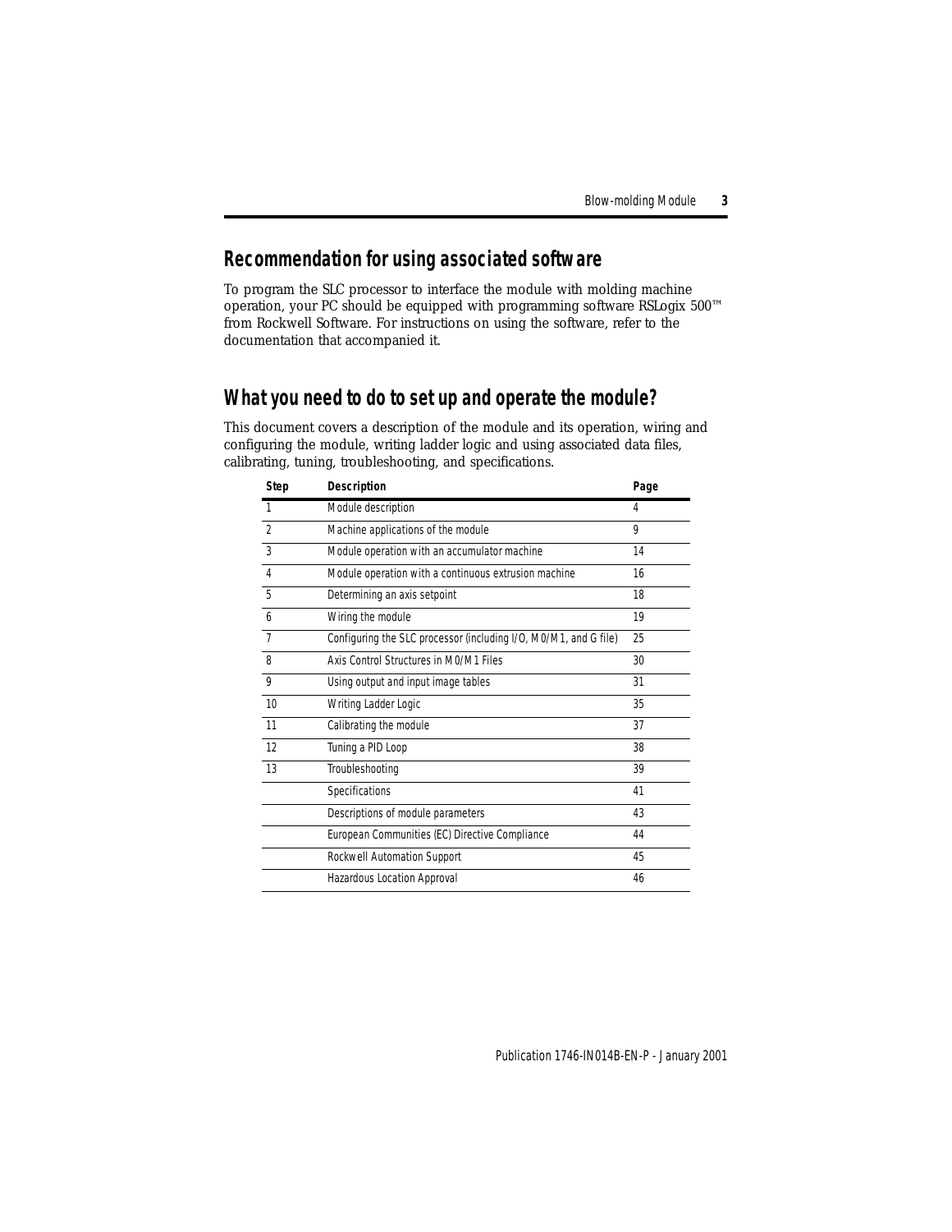## Recommendation for using associated software

To program the SLC processor to interface the module with molding machine operation, your PC should be equipped with programming software RSLogix 500™ from Rockwell Software. For instructions on using the software, refer to the documentation that accompanied it.

## What you need to do to set up and operate the module?

This document covers a description of the module and its operation, wiring and configuring the module, writing ladder logic and using associated data files, calibrating, tuning, troubleshooting, and specifications.

| Step | Description | Page |
|---|---|---|
| 1 | Module description | 4 |
| 2 | Machine applications of the module | 9 |
| 3 | Module operation with an accumulator machine | 14 |
| 4 | Module operation with a continuous extrusion machine | 16 |
| 5 | Determining an axis setpoint | 18 |
| 6 | Wiring the module | 19 |
| 7 | Configuring the SLC processor (including I/O, M0/M1, and G file) | 25 |
| 8 | Axis Control Structures in M0/M1 Files | 30 |
| 9 | Using output and input image tables | 31 |
| 10 | Writing Ladder Logic | 35 |
| 11 | Calibrating the module | 37 |
| 12 | Tuning a PID Loop | 38 |
| 13 | Troubleshooting | 39 |
| | Specifications | 41 |
| | Descriptions of module parameters | 43 |
| | European Communities (EC) Directive Compliance | 44 |
| | Rockwell Automation Support | 45 |
| | Hazardous Location Approval | 46 |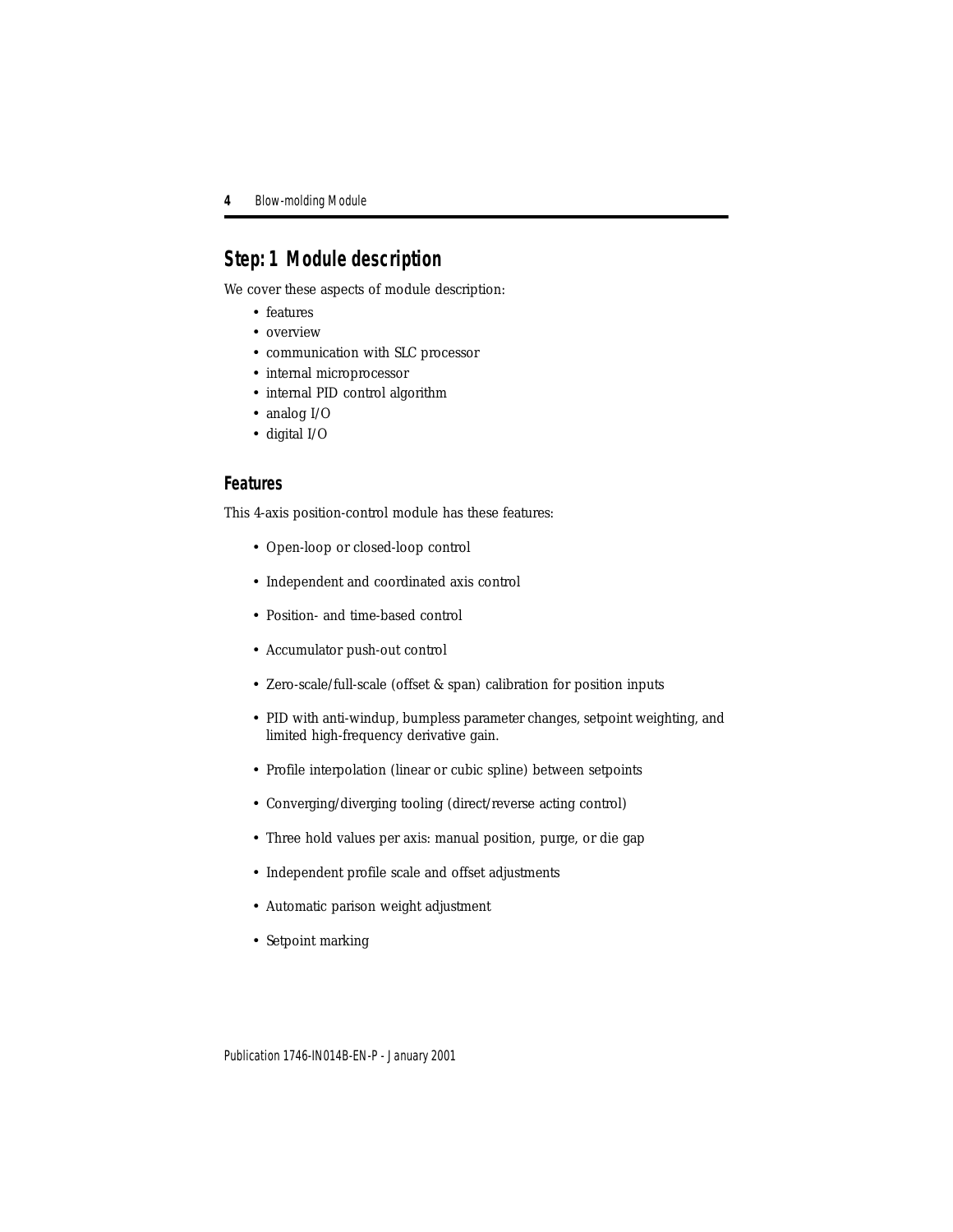## Step: 1 Module description

We cover these aspects of module description:

- features
- overview
- communication with SLC processor
- internal microprocessor
- internal PID control algorithm
- analog I/O
- digital I/O

### Features

This 4-axis position-control module has these features:

- Open-loop or closed-loop control
- Independent and coordinated axis control
- Position- and time-based control
- Accumulator push-out control
- Zero-scale/full-scale (offset & span) calibration for position inputs
- PID with anti-windup, bumpless parameter changes, setpoint weighting, and limited high-frequency derivative gain.
- Profile interpolation (linear or cubic spline) between setpoints
- Converging/diverging tooling (direct/reverse acting control)
- Three hold values per axis: manual position, purge, or die gap
- Independent profile scale and offset adjustments
- Automatic parison weight adjustment
- Setpoint marking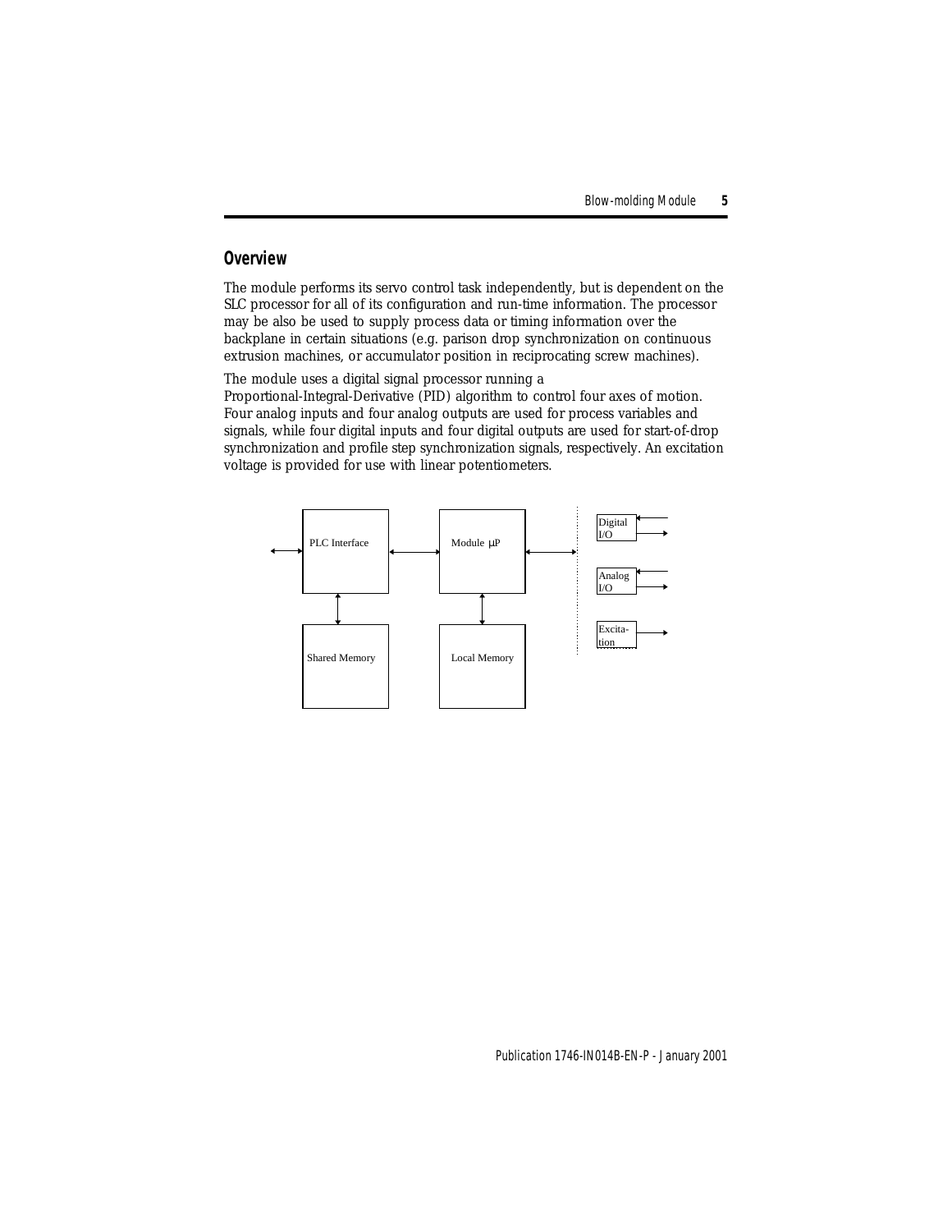## Overview

The module performs its servo control task independently, but is dependent on the SLC processor for all of its configuration and run-time information. The processor may be also be used to supply process data or timing information over the backplane in certain situations (e.g. parison drop synchronization on continuous extrusion machines, or accumulator position in reciprocating screw machines).

The module uses a digital signal processor running a Proportional-Integral-Derivative (PID) algorithm to control four axes of motion. Four analog inputs and four analog outputs are used for process variables and signals, while four digital inputs and four digital outputs are used for start-of-drop synchronization and profile step synchronization signals, respectively. An excitation voltage is provided for use with linear potentiometers.

PLC Interface

Module µP

Shared Memory

Local Memory

Digital I/O

Analog I/O

Excitation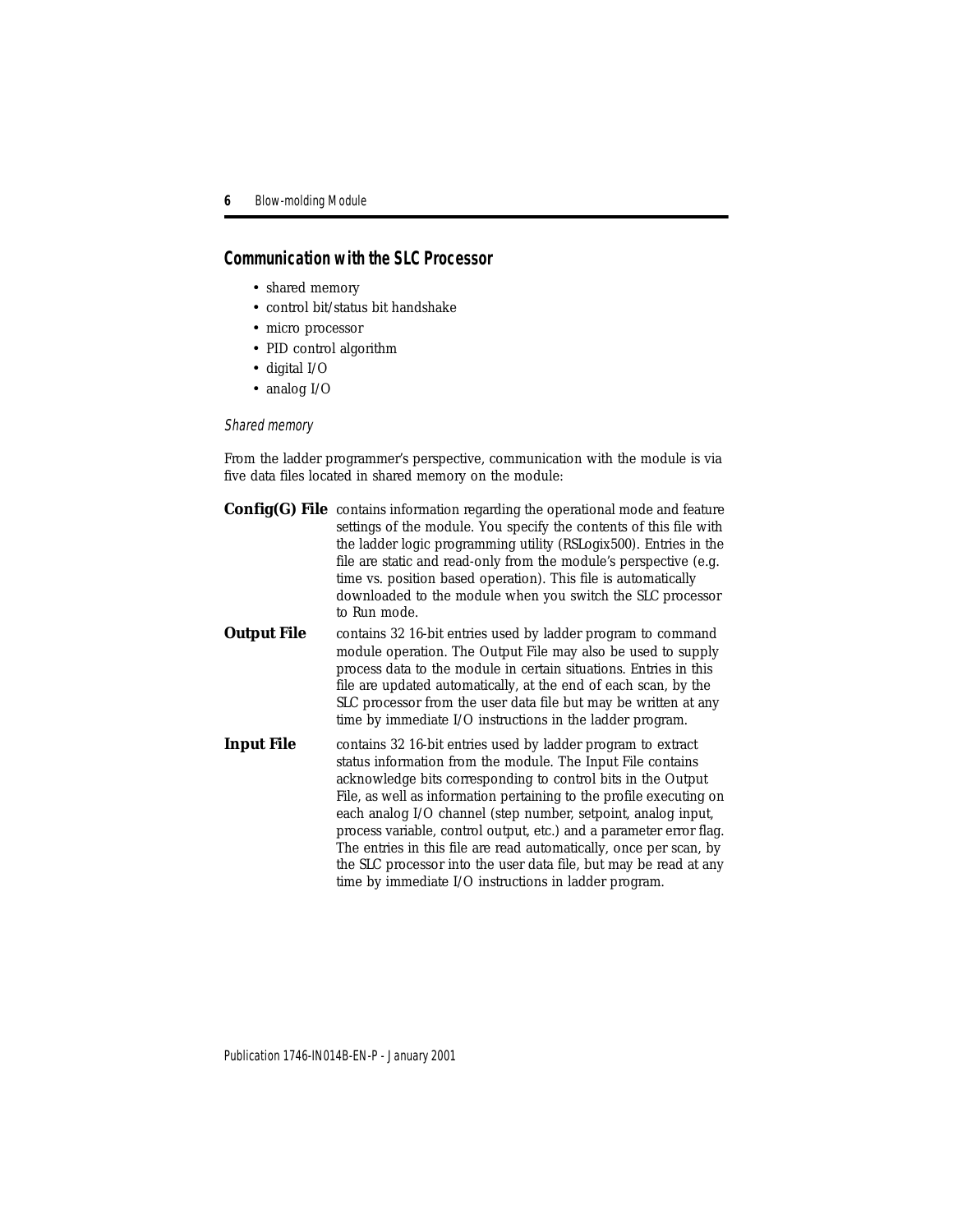## Communication with the SLC Processor

- shared memory
- control bit/status bit handshake
- micro processor
- PID control algorithm
- digital I/O
- analog I/O

*Shared memory*

From the ladder programmer's perspective, communication with the module is via five data files located in shared memory on the module:

**Config(G) File** contains information regarding the operational mode and feature settings of the module. You specify the contents of this file with the ladder logic programming utility (RSLogix500). Entries in the file are static and read-only from the module's perspective (e.g. time vs. position based operation). This file is automatically downloaded to the module when you switch the SLC processor to Run mode.

**Output File** contains 32 16-bit entries used by ladder program to command module operation. The Output File may also be used to supply process data to the module in certain situations. Entries in this file are updated automatically, at the end of each scan, by the SLC processor from the user data file but may be written at any time by immediate I/O instructions in the ladder program.

**Input File** contains 32 16-bit entries used by ladder program to extract status information from the module. The Input File contains acknowledge bits corresponding to control bits in the Output File, as well as information pertaining to the profile executing on each analog I/O channel (step number, setpoint, analog input, process variable, control output, etc.) and a parameter error flag. The entries in this file are read automatically, once per scan, by the SLC processor into the user data file, but may be read at any time by immediate I/O instructions in ladder program.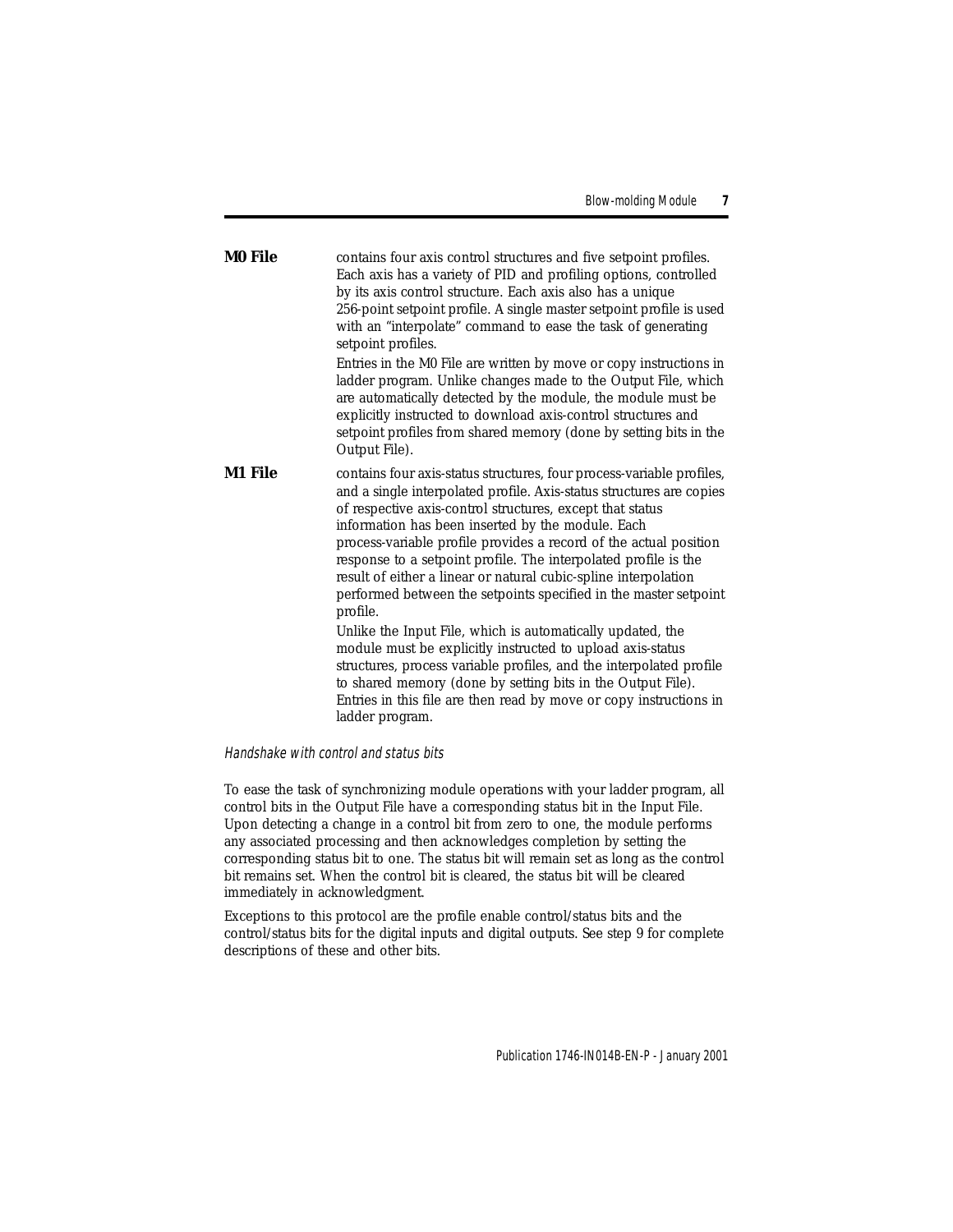**M0 File** contains four axis control structures and five setpoint profiles. Each axis has a variety of PID and profiling options, controlled by its axis control structure. Each axis also has a unique 256-point setpoint profile. A single master setpoint profile is used with an "interpolate" command to ease the task of generating setpoint profiles.

Entries in the M0 File are written by move or copy instructions in ladder program. Unlike changes made to the Output File, which are automatically detected by the module, the module must be explicitly instructed to download axis-control structures and setpoint profiles from shared memory (done by setting bits in the Output File).

**M1 File** contains four axis-status structures, four process-variable profiles, and a single interpolated profile. Axis-status structures are copies of respective axis-control structures, except that status information has been inserted by the module. Each process-variable profile provides a record of the actual position response to a setpoint profile. The interpolated profile is the result of either a linear or natural cubic-spline interpolation performed between the setpoints specified in the master setpoint profile.

Unlike the Input File, which is automatically updated, the module must be explicitly instructed to upload axis-status structures, process variable profiles, and the interpolated profile to shared memory (done by setting bits in the Output File). Entries in this file are then read by move or copy instructions in ladder program.

*Handshake with control and status bits*

To ease the task of synchronizing module operations with your ladder program, all control bits in the Output File have a corresponding status bit in the Input File. Upon detecting a change in a control bit from zero to one, the module performs any associated processing and then acknowledges completion by setting the corresponding status bit to one. The status bit will remain set as long as the control bit remains set. When the control bit is cleared, the status bit will be cleared immediately in acknowledgment.

Exceptions to this protocol are the profile enable control/status bits and the control/status bits for the digital inputs and digital outputs. See step 9 for complete descriptions of these and other bits.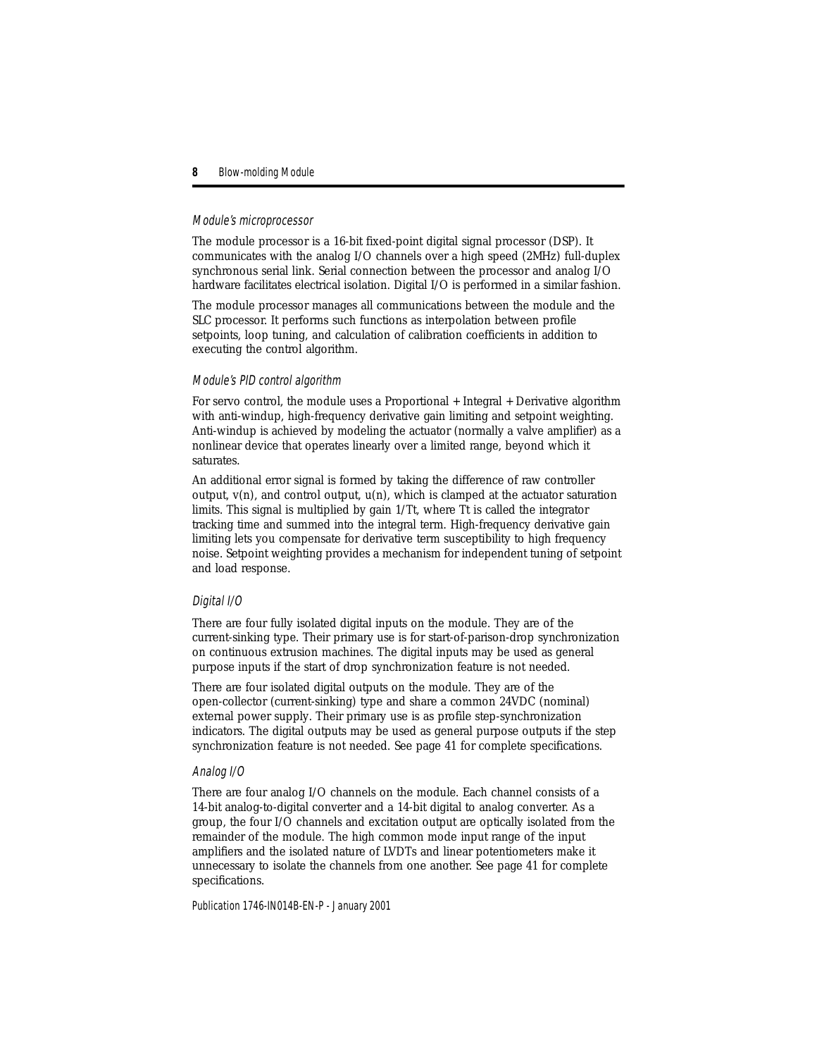### Module's microprocessor

The module processor is a 16-bit fixed-point digital signal processor (DSP). It communicates with the analog I/O channels over a high speed (2MHz) full-duplex synchronous serial link. Serial connection between the processor and analog I/O hardware facilitates electrical isolation. Digital I/O is performed in a similar fashion.

The module processor manages all communications between the module and the SLC processor. It performs such functions as interpolation between profile setpoints, loop tuning, and calculation of calibration coefficients in addition to executing the control algorithm.

### Module's PID control algorithm

For servo control, the module uses a Proportional + Integral + Derivative algorithm with anti-windup, high-frequency derivative gain limiting and setpoint weighting. Anti-windup is achieved by modeling the actuator (normally a valve amplifier) as a nonlinear device that operates linearly over a limited range, beyond which it saturates.

An additional error signal is formed by taking the difference of raw controller output, $v(n)$, and control output, $u(n)$, which is clamped at the actuator saturation limits. This signal is multiplied by gain $1/Tt$, where $Tt$ is called the integrator tracking time and summed into the integral term. High-frequency derivative gain limiting lets you compensate for derivative term susceptibility to high frequency noise. Setpoint weighting provides a mechanism for independent tuning of setpoint and load response.

### Digital I/O

There are four fully isolated digital inputs on the module. They are of the current-sinking type. Their primary use is for start-of-parison-drop synchronization on continuous extrusion machines. The digital inputs may be used as general purpose inputs if the start of drop synchronization feature is not needed.

There are four isolated digital outputs on the module. They are of the open-collector (current-sinking) type and share a common 24VDC (nominal) external power supply. Their primary use is as profile step-synchronization indicators. The digital outputs may be used as general purpose outputs if the step synchronization feature is not needed. See page 41 for complete specifications.

### Analog I/O

There are four analog I/O channels on the module. Each channel consists of a 14-bit analog-to-digital converter and a 14-bit digital to analog converter. As a group, the four I/O channels and excitation output are optically isolated from the remainder of the module. The high common mode input range of the input amplifiers and the isolated nature of LVDTs and linear potentiometers make it unnecessary to isolate the channels from one another. See page 41 for complete specifications.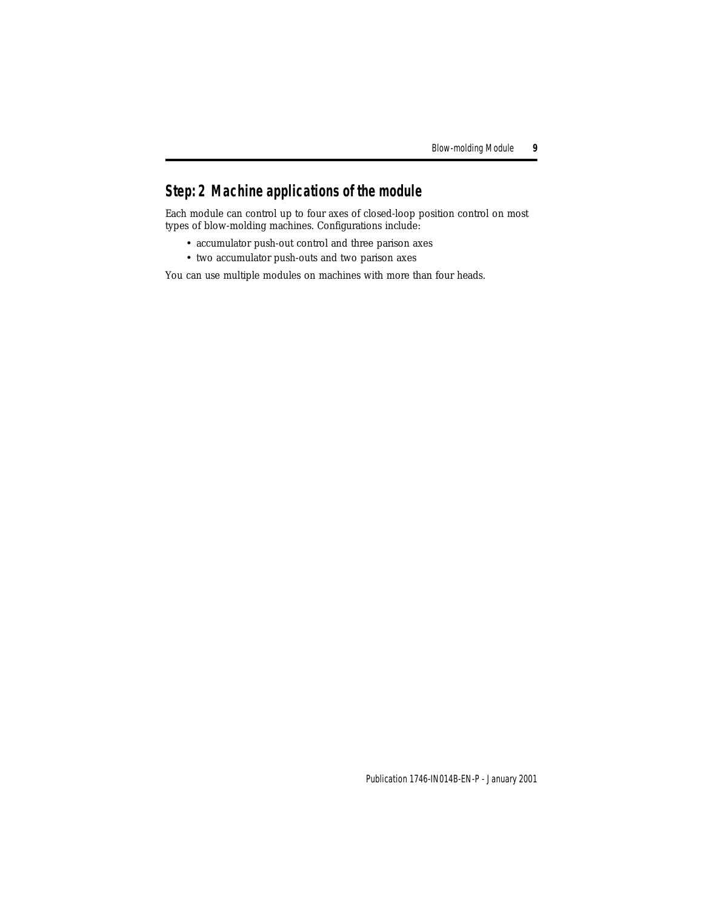## Step: 2 Machine applications of the module

Each module can control up to four axes of closed-loop position control on most types of blow-molding machines. Configurations include:

- accumulator push-out control and three parison axes
- two accumulator push-outs and two parison axes

You can use multiple modules on machines with more than four heads.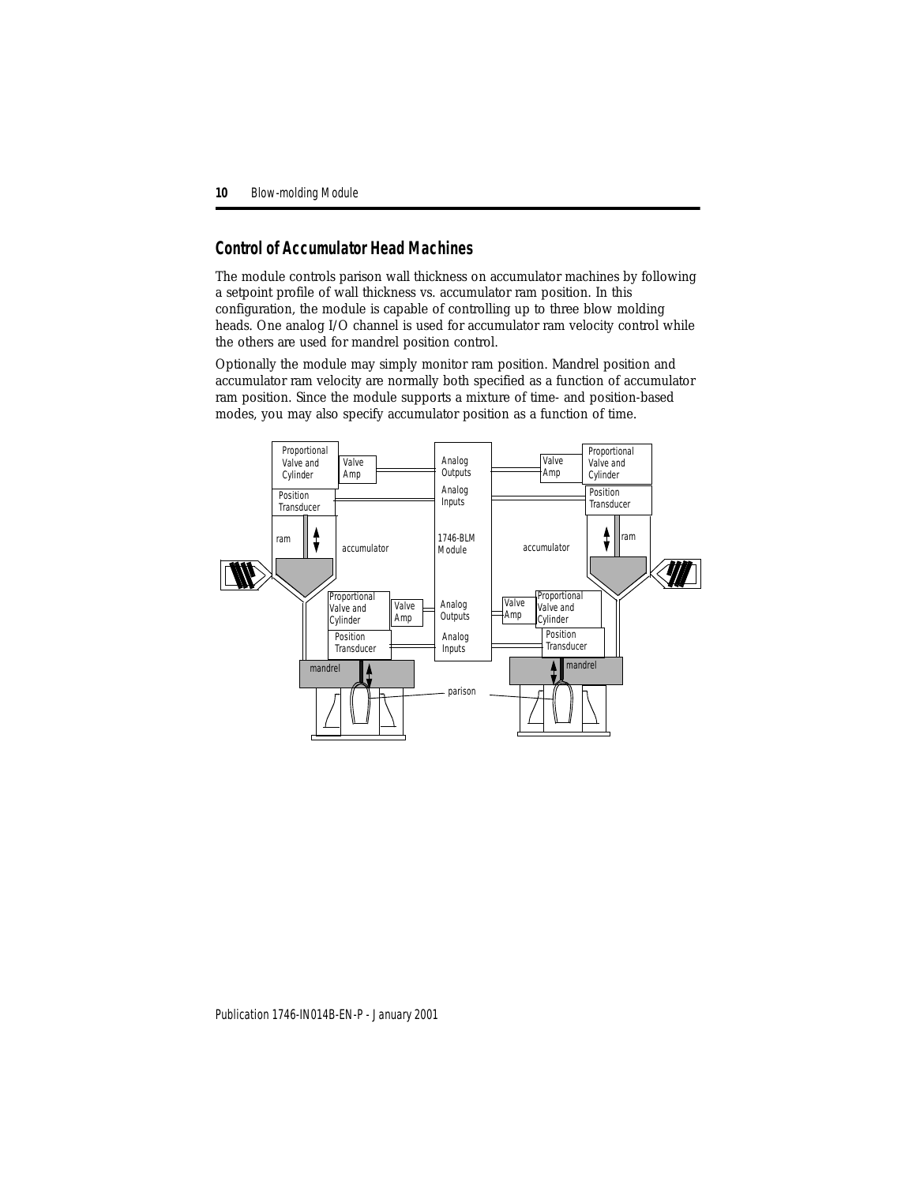## Control of Accumulator Head Machines

The module controls parison wall thickness on accumulator machines by following a setpoint profile of wall thickness vs. accumulator ram position. In this configuration, the module is capable of controlling up to three blow molding heads. One analog I/O channel is used for accumulator ram velocity control while the others are used for mandrel position control.

Optionally the module may simply monitor ram position. Mandrel position and accumulator ram velocity are normally both specified as a function of accumulator ram position. Since the module supports a mixture of time- and position-based modes, you may also specify accumulator position as a function of time.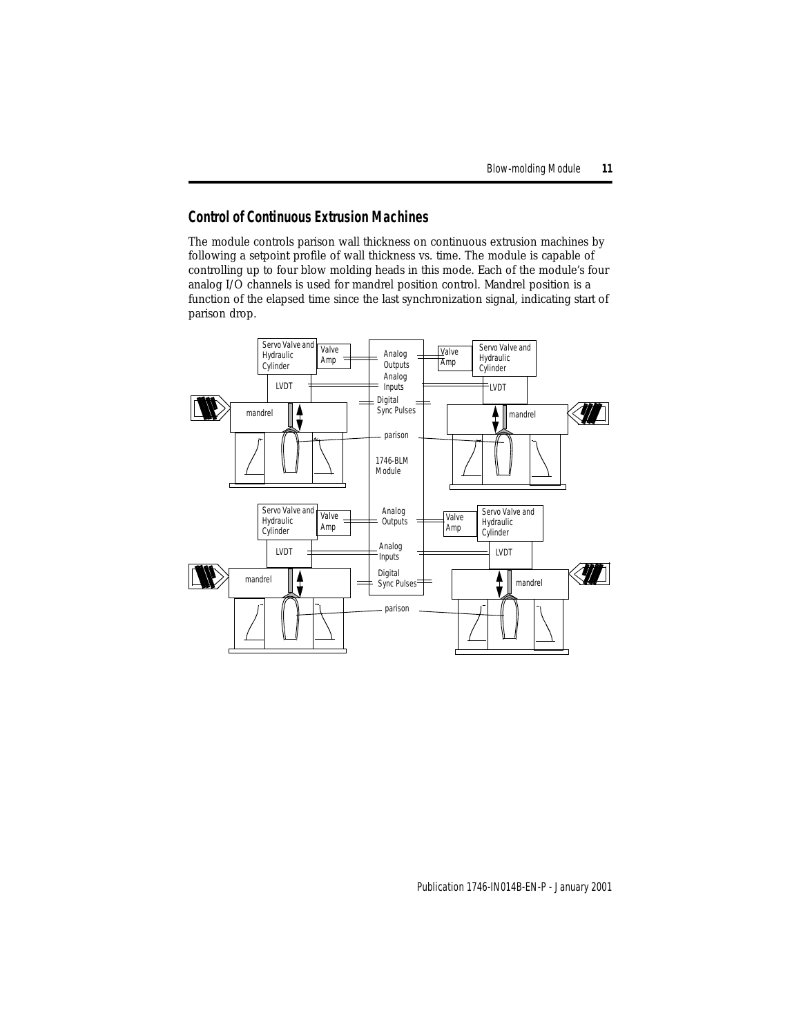## Control of Continuous Extrusion Machines

The module controls parison wall thickness on continuous extrusion machines by following a setpoint profile of wall thickness vs. time. The module is capable of controlling up to four blow molding heads in this mode. Each of the module's four analog I/O channels is used for mandrel position control. Mandrel position is a function of the elapsed time since the last synchronization signal, indicating start of parison drop.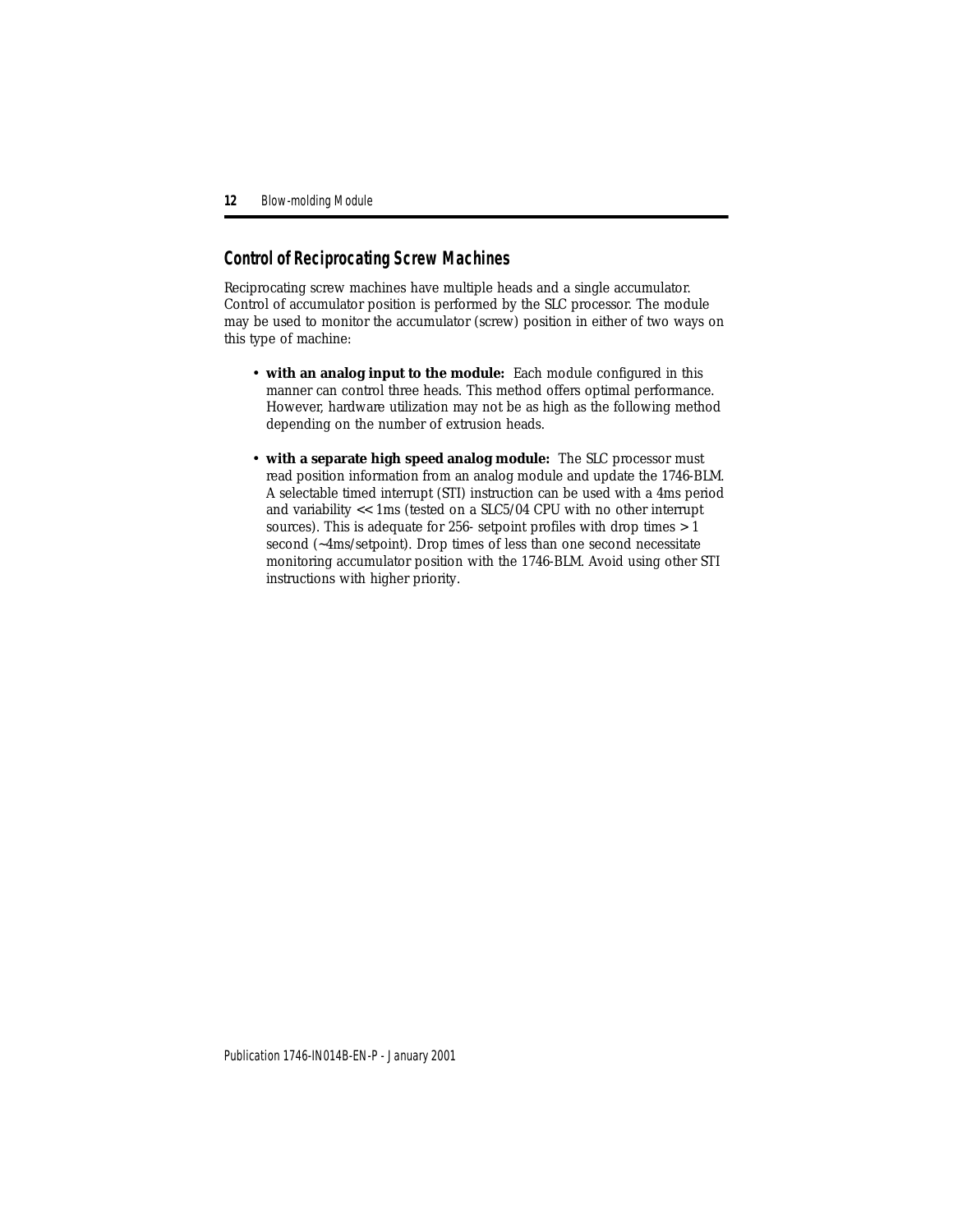## Control of Reciprocating Screw Machines

Reciprocating screw machines have multiple heads and a single accumulator. Control of accumulator position is performed by the SLC processor. The module may be used to monitor the accumulator (screw) position in either of two ways on this type of machine:

- **with an analog input to the module:** Each module configured in this manner can control three heads. This method offers optimal performance. However, hardware utilization may not be as high as the following method depending on the number of extrusion heads.
- **with a separate high speed analog module:** The SLC processor must read position information from an analog module and update the 1746-BLM. A selectable timed interrupt (STI) instruction can be used with a 4ms period and variability << 1ms (tested on a SLC5/04 CPU with no other interrupt sources). This is adequate for 256- setpoint profiles with drop times > 1 second (~4ms/setpoint). Drop times of less than one second necessitate monitoring accumulator position with the 1746-BLM. Avoid using other STI instructions with higher priority.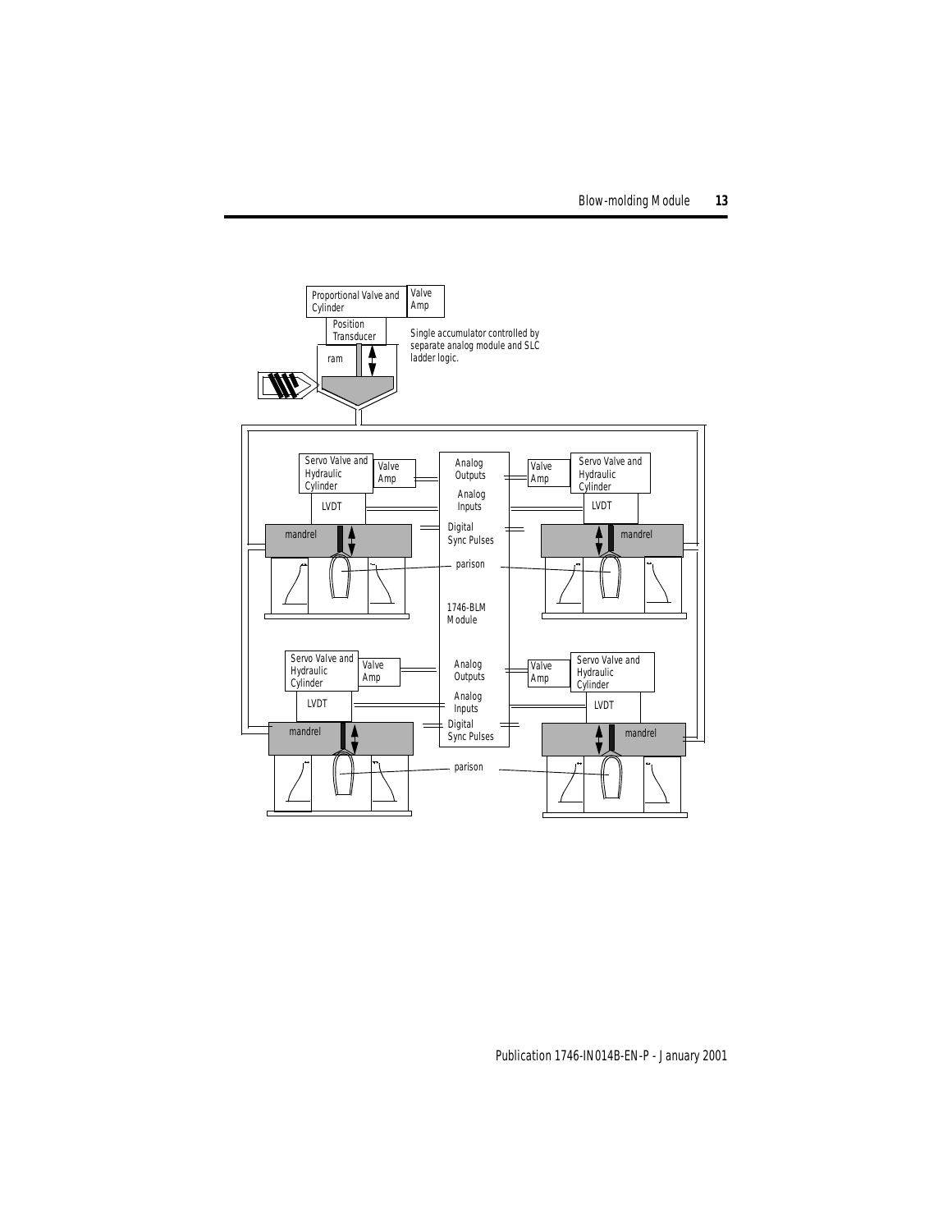Proportional Valve and Cylinder

Valve Amp

Position Transducer

ram

Single accumulator controlled by separate analog module and SLC ladder logic.

Servo Valve and Hydraulic Cylinder

Valve Amp

LVDT

mandrel

Analog Outputs

Analog Inputs

Digital Sync Pulses

parison

1746-BLM Module

Servo Valve and Hydraulic Cylinder

Valve Amp

LVDT

mandrel

Analog Outputs

Analog Inputs

Digital Sync Pulses

parison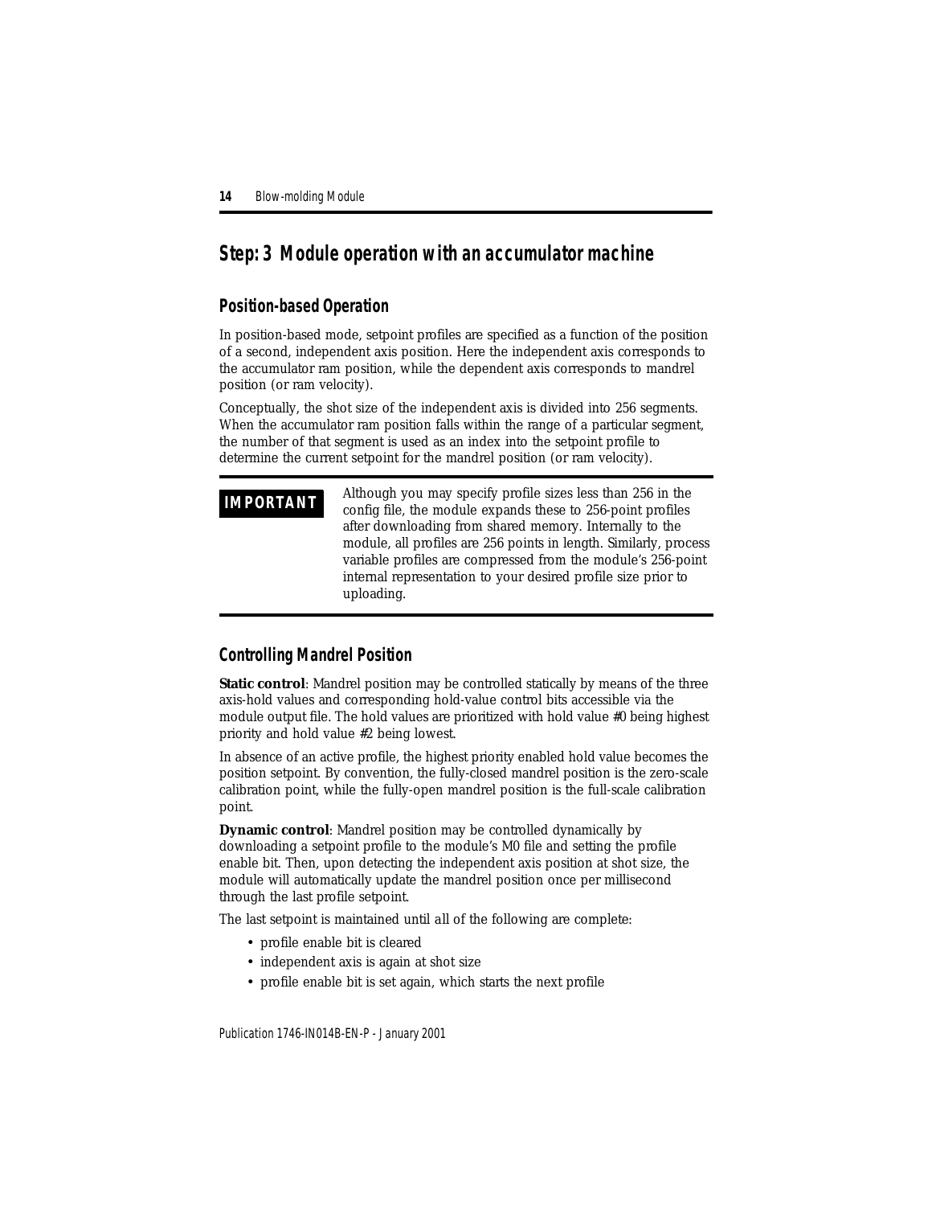## Step: 3 Module operation with an accumulator machine

### Position-based Operation

In position-based mode, setpoint profiles are specified as a function of the position of a second, independent axis position. Here the independent axis corresponds to the accumulator ram position, while the dependent axis corresponds to mandrel position (or ram velocity).

Conceptually, the shot size of the independent axis is divided into 256 segments. When the accumulator ram position falls within the range of a particular segment, the number of that segment is used as an index into the setpoint profile to determine the current setpoint for the mandrel position (or ram velocity).

> **IMPORTANT** Although you may specify profile sizes less than 256 in the config file, the module expands these to 256-point profiles after downloading from shared memory. Internally to the module, all profiles are 256 points in length. Similarly, process variable profiles are compressed from the module's 256-point internal representation to your desired profile size prior to uploading.

### Controlling Mandrel Position

**Static control**: Mandrel position may be controlled statically by means of the three axis-hold values and corresponding hold-value control bits accessible via the module output file. The hold values are prioritized with hold value #0 being highest priority and hold value #2 being lowest.

In absence of an active profile, the highest priority enabled hold value becomes the position setpoint. By convention, the fully-closed mandrel position is the zero-scale calibration point, while the fully-open mandrel position is the full-scale calibration point.

**Dynamic control**: Mandrel position may be controlled dynamically by downloading a setpoint profile to the module's M0 file and setting the profile enable bit. Then, upon detecting the independent axis position at shot size, the module will automatically update the mandrel position once per millisecond through the last profile setpoint.

The last setpoint is maintained until all of the following are complete:

- profile enable bit is cleared
- independent axis is again at shot size
- profile enable bit is set again, which starts the next profile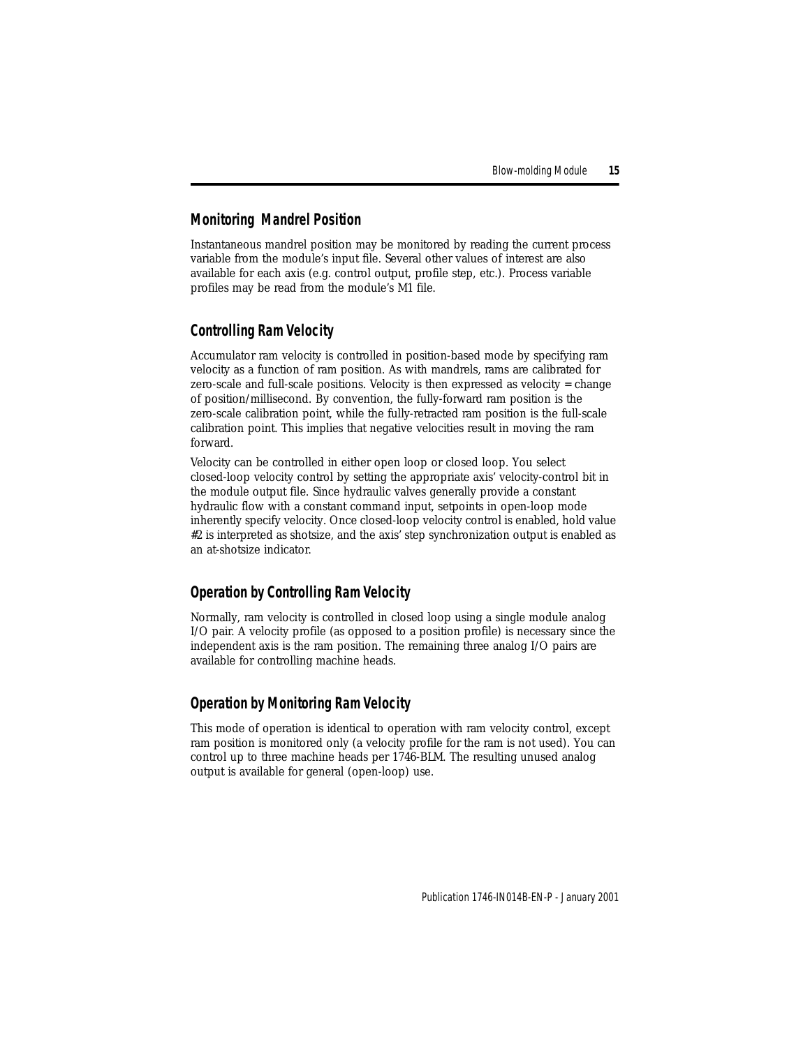## Monitoring Mandrel Position

Instantaneous mandrel position may be monitored by reading the current process variable from the module's input file. Several other values of interest are also available for each axis (e.g. control output, profile step, etc.). Process variable profiles may be read from the module's M1 file.

## Controlling Ram Velocity

Accumulator ram velocity is controlled in position-based mode by specifying ram velocity as a function of ram position. As with mandrels, rams are calibrated for zero-scale and full-scale positions. Velocity is then expressed as velocity = change of position/millisecond. By convention, the fully-forward ram position is the zero-scale calibration point, while the fully-retracted ram position is the full-scale calibration point. This implies that negative velocities result in moving the ram forward.

Velocity can be controlled in either open loop or closed loop. You select closed-loop velocity control by setting the appropriate axis' velocity-control bit in the module output file. Since hydraulic valves generally provide a constant hydraulic flow with a constant command input, setpoints in open-loop mode inherently specify velocity. Once closed-loop velocity control is enabled, hold value #2 is interpreted as shotsize, and the axis' step synchronization output is enabled as an at-shotsize indicator.

## Operation by Controlling Ram Velocity

Normally, ram velocity is controlled in closed loop using a single module analog I/O pair. A velocity profile (as opposed to a position profile) is necessary since the independent axis is the ram position. The remaining three analog I/O pairs are available for controlling machine heads.

## Operation by Monitoring Ram Velocity

This mode of operation is identical to operation with ram velocity control, except ram position is monitored only (a velocity profile for the ram is not used). You can control up to three machine heads per 1746-BLM. The resulting unused analog output is available for general (open-loop) use.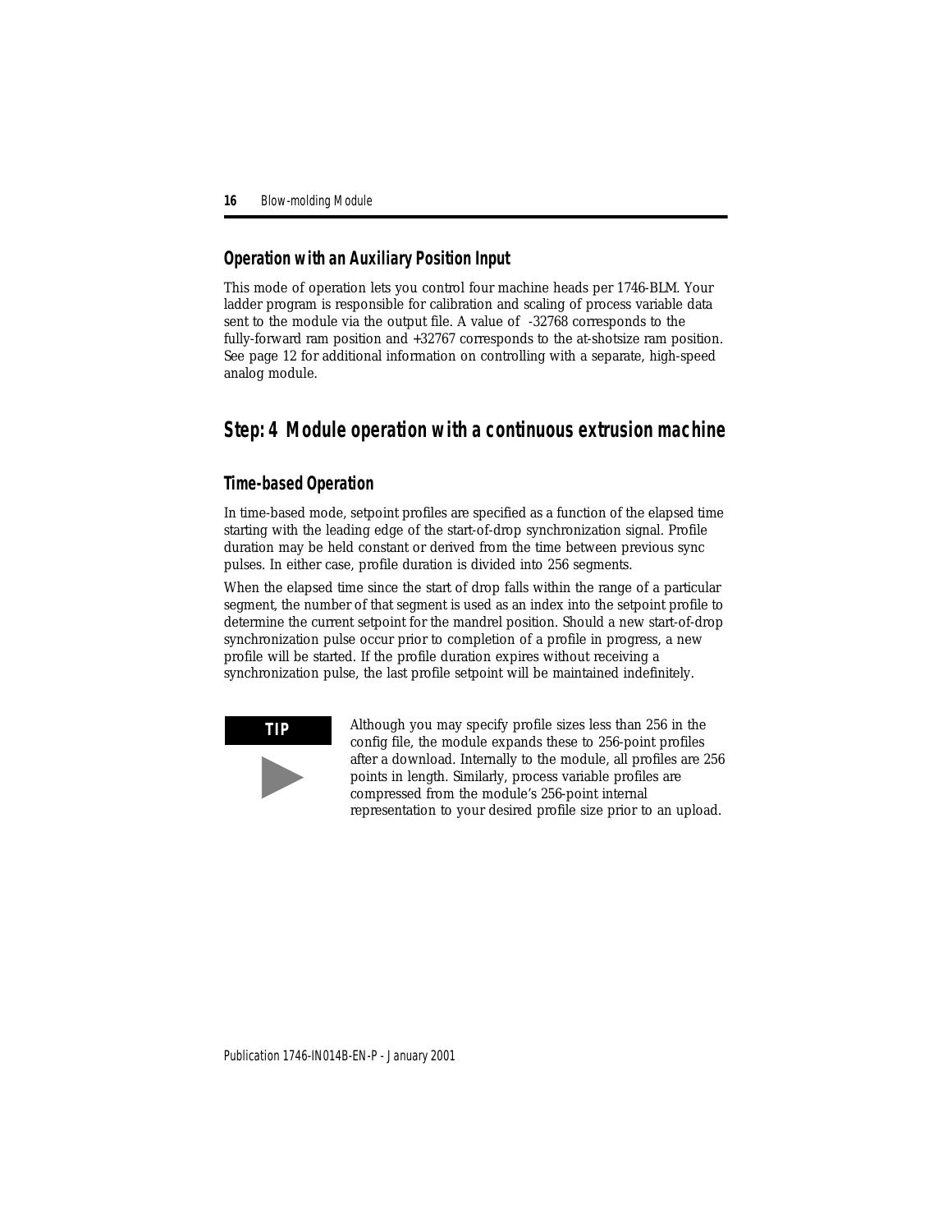### Operation with an Auxiliary Position Input

This mode of operation lets you control four machine heads per 1746-BLM. Your ladder program is responsible for calibration and scaling of process variable data sent to the module via the output file. A value of -32768 corresponds to the fully-forward ram position and +32767 corresponds to the at-shotsize ram position. See page 12 for additional information on controlling with a separate, high-speed analog module.

## Step: 4 Module operation with a continuous extrusion machine

### Time-based Operation

In time-based mode, setpoint profiles are specified as a function of the elapsed time starting with the leading edge of the start-of-drop synchronization signal. Profile duration may be held constant or derived from the time between previous sync pulses. In either case, profile duration is divided into 256 segments.

When the elapsed time since the start of drop falls within the range of a particular segment, the number of that segment is used as an index into the setpoint profile to determine the current setpoint for the mandrel position. Should a new start-of-drop synchronization pulse occur prior to completion of a profile in progress, a new profile will be started. If the profile duration expires without receiving a synchronization pulse, the last profile setpoint will be maintained indefinitely.

**TIP**

Although you may specify profile sizes less than 256 in the config file, the module expands these to 256-point profiles after a download. Internally to the module, all profiles are 256 points in length. Similarly, process variable profiles are compressed from the module's 256-point internal representation to your desired profile size prior to an upload.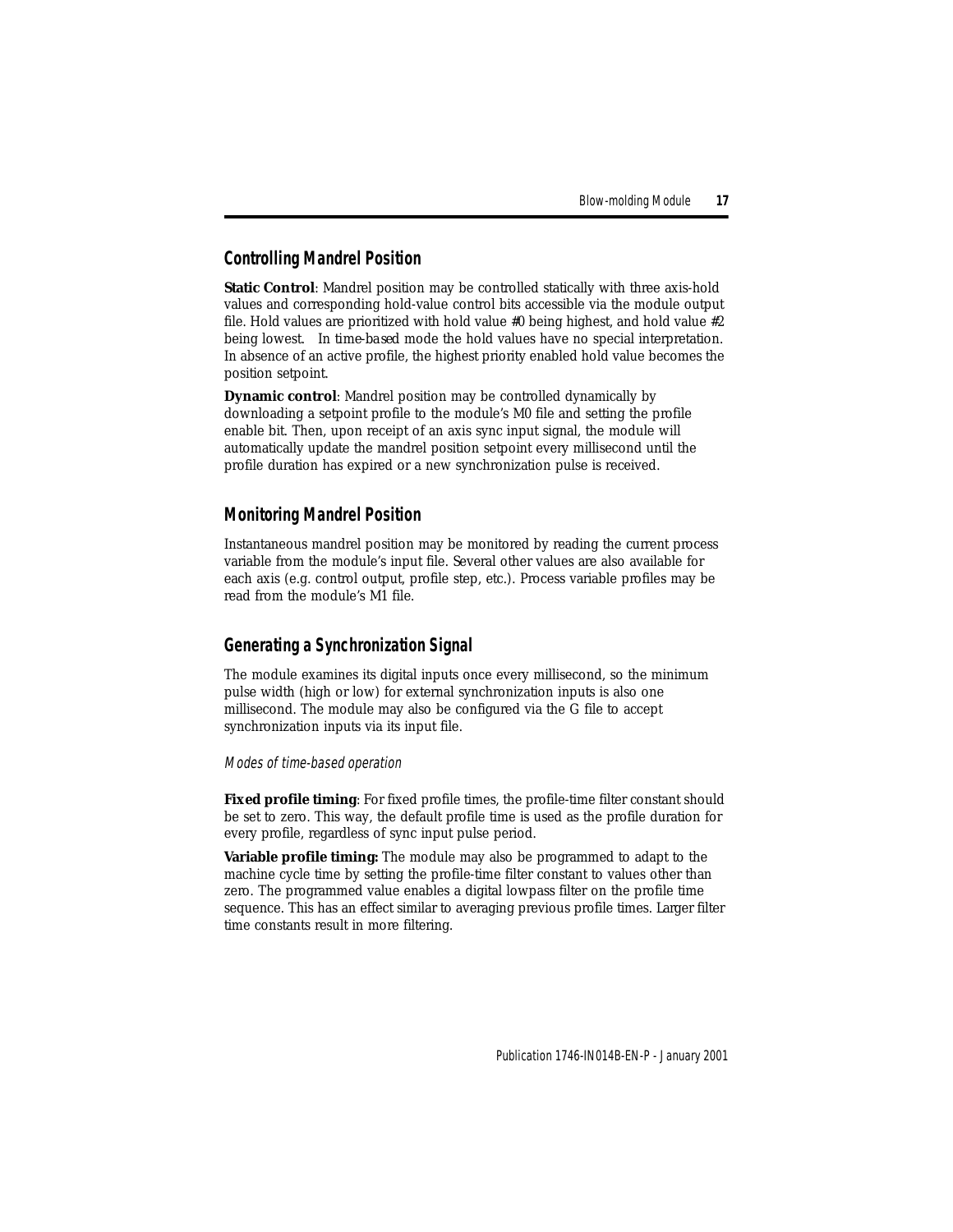## Controlling Mandrel Position

**Static Control**: Mandrel position may be controlled statically with three axis-hold values and corresponding hold-value control bits accessible via the module output file. Hold values are prioritized with hold value #0 being highest, and hold value #2 being lowest. In time-based mode the hold values have no special interpretation. In absence of an active profile, the highest priority enabled hold value becomes the position setpoint.

**Dynamic control**: Mandrel position may be controlled dynamically by downloading a setpoint profile to the module's M0 file and setting the profile enable bit. Then, upon receipt of an axis sync input signal, the module will automatically update the mandrel position setpoint every millisecond until the profile duration has expired or a new synchronization pulse is received.

## Monitoring Mandrel Position

Instantaneous mandrel position may be monitored by reading the current process variable from the module's input file. Several other values are also available for each axis (e.g. control output, profile step, etc.). Process variable profiles may be read from the module's M1 file.

## Generating a Synchronization Signal

The module examines its digital inputs once every millisecond, so the minimum pulse width (high or low) for external synchronization inputs is also one millisecond. The module may also be configured via the G file to accept synchronization inputs via its input file.

*Modes of time-based operation*

**Fixed profile timing**: For fixed profile times, the profile-time filter constant should be set to zero. This way, the default profile time is used as the profile duration for every profile, regardless of sync input pulse period.

**Variable profile timing:** The module may also be programmed to adapt to the machine cycle time by setting the profile-time filter constant to values other than zero. The programmed value enables a digital lowpass filter on the profile time sequence. This has an effect similar to averaging previous profile times. Larger filter time constants result in more filtering.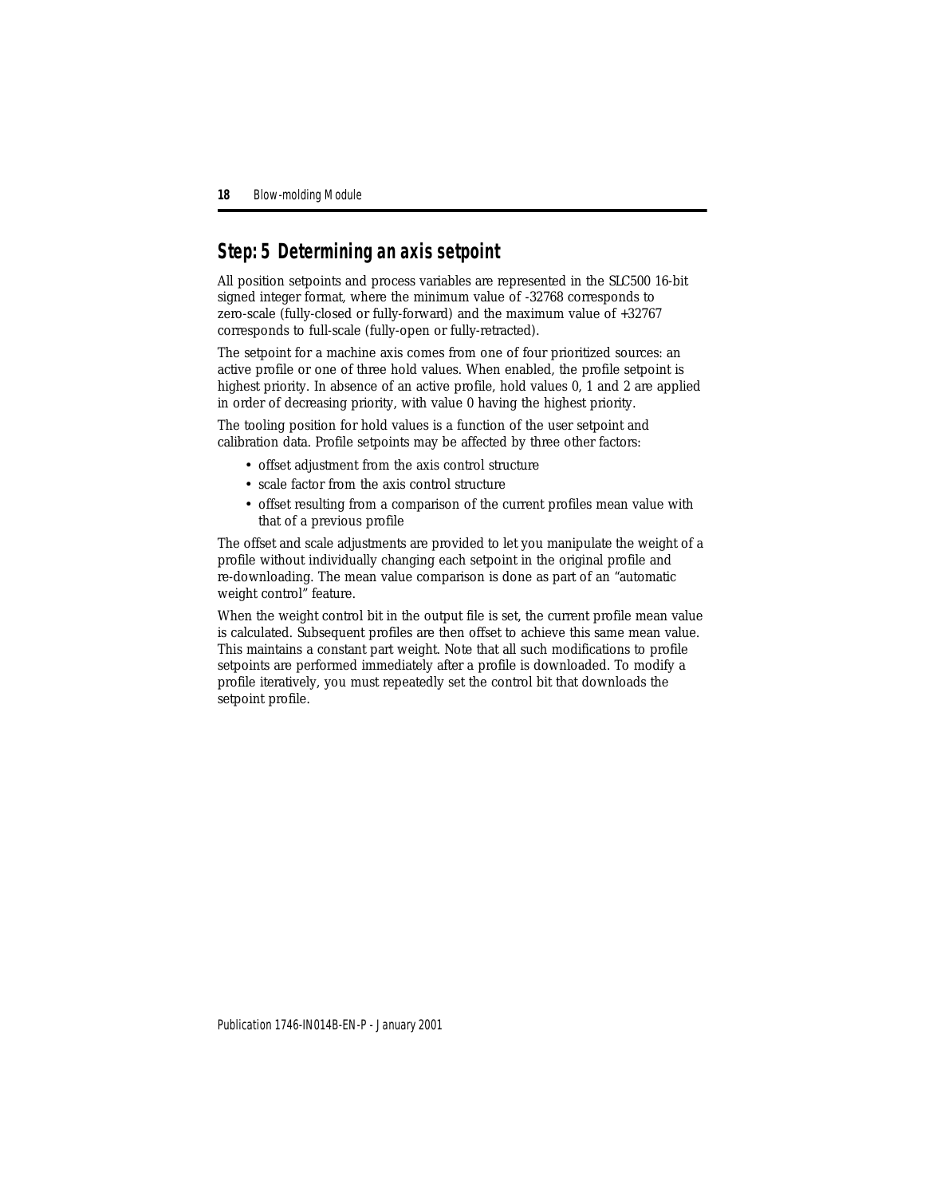## Step: 5 Determining an axis setpoint

All position setpoints and process variables are represented in the SLC500 16-bit signed integer format, where the minimum value of -32768 corresponds to zero-scale (fully-closed or fully-forward) and the maximum value of +32767 corresponds to full-scale (fully-open or fully-retracted).

The setpoint for a machine axis comes from one of four prioritized sources: an active profile or one of three hold values. When enabled, the profile setpoint is highest priority. In absence of an active profile, hold values 0, 1 and 2 are applied in order of decreasing priority, with value 0 having the highest priority.

The tooling position for hold values is a function of the user setpoint and calibration data. Profile setpoints may be affected by three other factors:

- offset adjustment from the axis control structure
- scale factor from the axis control structure
- offset resulting from a comparison of the current profiles mean value with that of a previous profile

The offset and scale adjustments are provided to let you manipulate the weight of a profile without individually changing each setpoint in the original profile and re-downloading. The mean value comparison is done as part of an "automatic weight control" feature.

When the weight control bit in the output file is set, the current profile mean value is calculated. Subsequent profiles are then offset to achieve this same mean value. This maintains a constant part weight. Note that all such modifications to profile setpoints are performed immediately after a profile is downloaded. To modify a profile iteratively, you must repeatedly set the control bit that downloads the setpoint profile.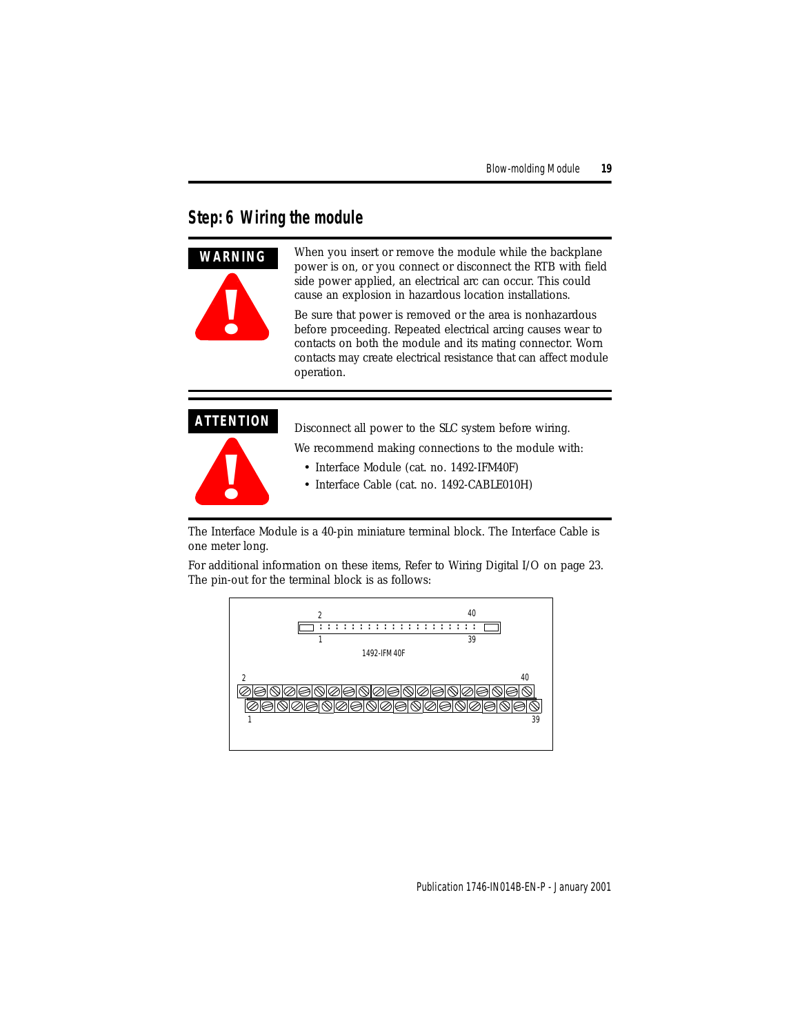## Step: 6 Wiring the module

**WARNING**

When you insert or remove the module while the backplane power is on, or you connect or disconnect the RTB with field side power applied, an electrical arc can occur. This could cause an explosion in hazardous location installations.

Be sure that power is removed or the area is nonhazardous before proceeding. Repeated electrical arcing causes wear to contacts on both the module and its mating connector. Worn contacts may create electrical resistance that can affect module operation.

**ATTENTION**

Disconnect all power to the SLC system before wiring.

We recommend making connections to the module with:

- Interface Module (cat. no. 1492-IFM40F)
- Interface Cable (cat. no. 1492-CABLE010H)

The Interface Module is a 40-pin miniature terminal block. The Interface Cable is one meter long.

For additional information on these items, Refer to Wiring Digital I/O on page 23. The pin-out for the terminal block is as follows:

2 40
1 39
1492-IFM40F
2 40
1 39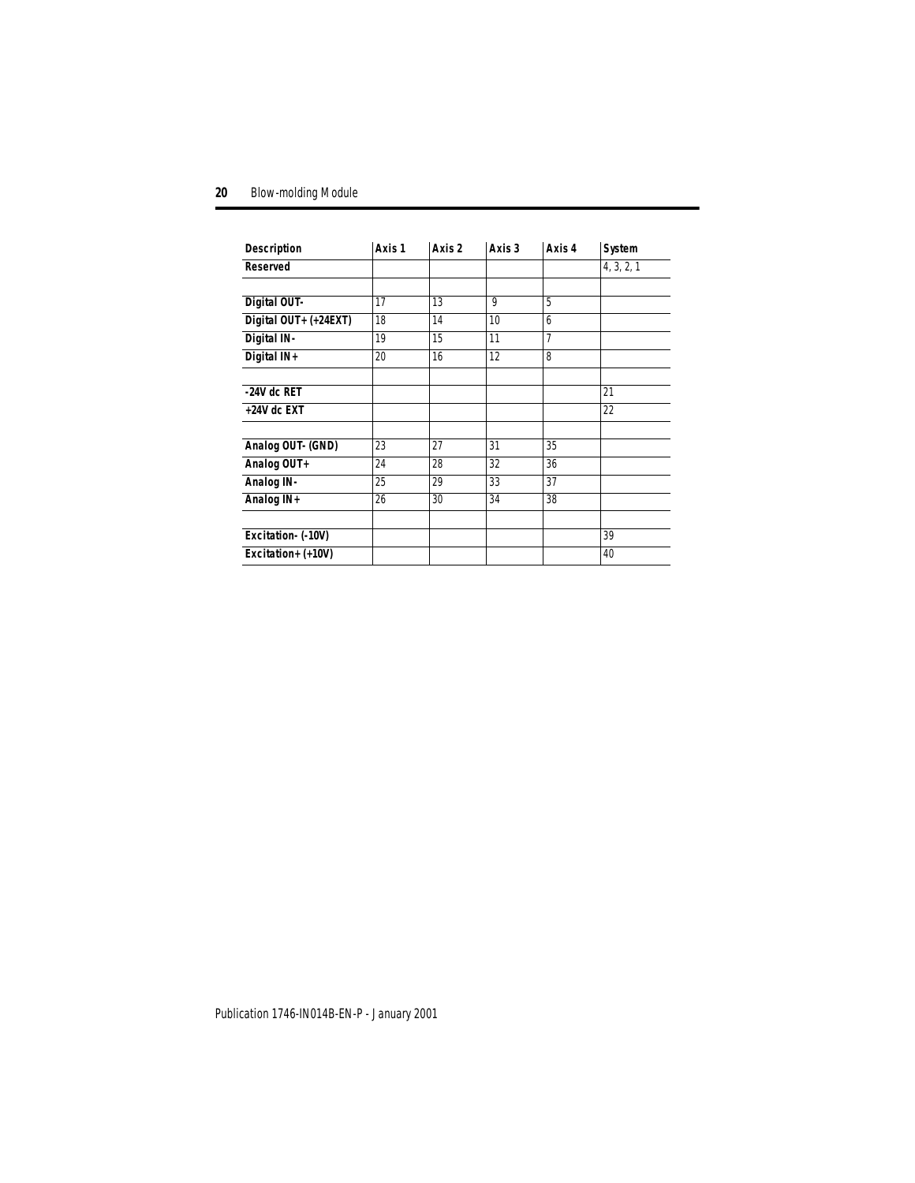| Description | Axis 1 | Axis 2 | Axis 3 | Axis 4 | System |
|---|---|---|---|---|---|
| **Reserved** | | | | | 4, 3, 2, 1 |
| | | | | | |
| **Digital OUT-** | 17 | 13 | 9 | 5 | |
| **Digital OUT+ (+24EXT)** | 18 | 14 | 10 | 6 | |
| **Digital IN-** | 19 | 15 | 11 | 7 | |
| **Digital IN+** | 20 | 16 | 12 | 8 | |
| | | | | | |
| **-24V dc RET** | | | | | 21 |
| **+24V dc EXT** | | | | | 22 |
| | | | | | |
| **Analog OUT- (GND)** | 23 | 27 | 31 | 35 | |
| **Analog OUT+** | 24 | 28 | 32 | 36 | |
| **Analog IN-** | 25 | 29 | 33 | 37 | |
| **Analog IN+** | 26 | 30 | 34 | 38 | |
| | | | | | |
| **Excitation- (-10V)** | | | | | 39 |
| **Excitation+ (+10V)** | | | | | 40 |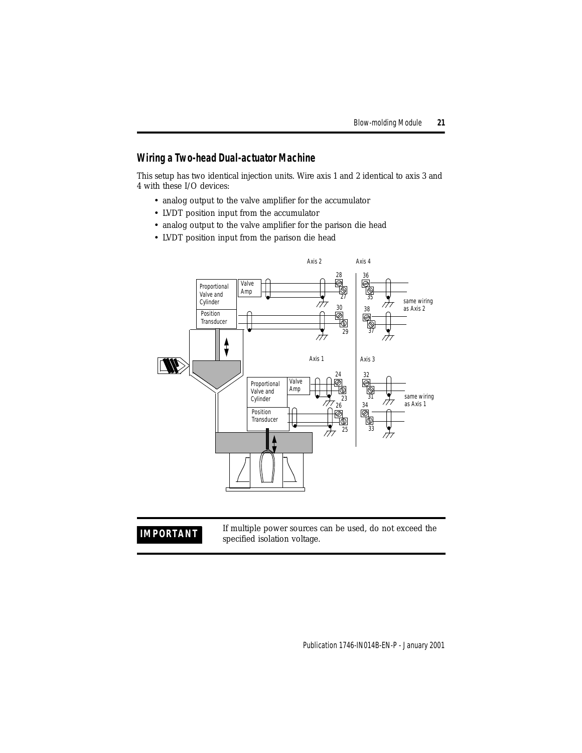## Wiring a Two-head Dual-actuator Machine

This setup has two identical injection units. Wire axis 1 and 2 identical to axis 3 and 4 with these I/O devices:

- analog output to the valve amplifier for the accumulator
- LVDT position input from the accumulator
- analog output to the valve amplifier for the parison die head
- LVDT position input from the parison die head

| **IMPORTANT** | If multiple power sources can be used, do not exceed the specified isolation voltage. |
| --- | --- |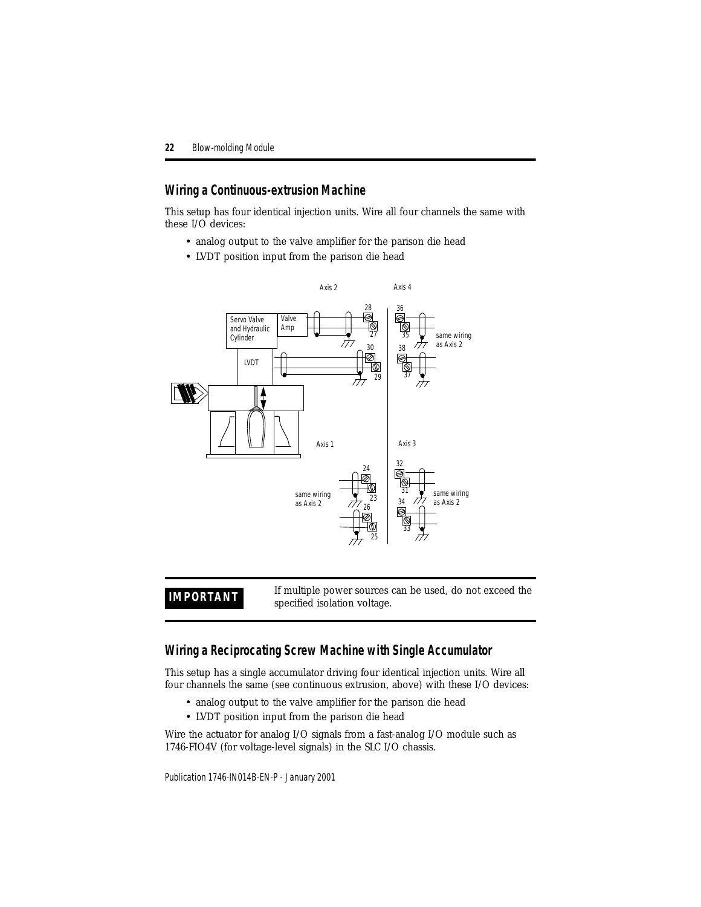## Wiring a Continuous-extrusion Machine

This setup has four identical injection units. Wire all four channels the same with these I/O devices:

- analog output to the valve amplifier for the parison die head
- LVDT position input from the parison die head

| IMPORTANT | If multiple power sources can be used, do not exceed the specified isolation voltage. |
| --- | --- |

## Wiring a Reciprocating Screw Machine with Single Accumulator

This setup has a single accumulator driving four identical injection units. Wire all four channels the same (see continuous extrusion, above) with these I/O devices:

- analog output to the valve amplifier for the parison die head
- LVDT position input from the parison die head

Wire the actuator for analog I/O signals from a fast-analog I/O module such as 1746-FIO4V (for voltage-level signals) in the SLC I/O chassis.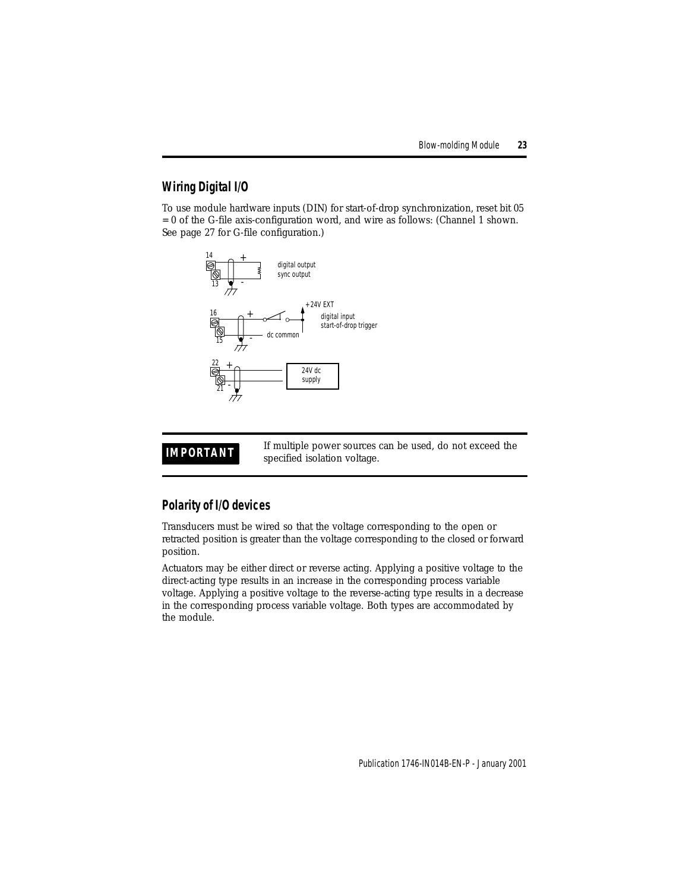## Wiring Digital I/O

To use module hardware inputs (DIN) for start-of-drop synchronization, reset bit 05 = 0 of the G-file axis-configuration word, and wire as follows: (Channel 1 shown. See page 27 for G-file configuration.)

14 + digital output sync output
13 -

16 + +24V EXT digital input start-of-drop trigger
15 - dc common

22 + 24V dc supply
21 -

| **IMPORTANT** | If multiple power sources can be used, do not exceed the specified isolation voltage. |
|---|---|

## Polarity of I/O devices

Transducers must be wired so that the voltage corresponding to the open or retracted position is greater than the voltage corresponding to the closed or forward position.

Actuators may be either direct or reverse acting. Applying a positive voltage to the direct-acting type results in an increase in the corresponding process variable voltage. Applying a positive voltage to the reverse-acting type results in a decrease in the corresponding process variable voltage. Both types are accommodated by the module.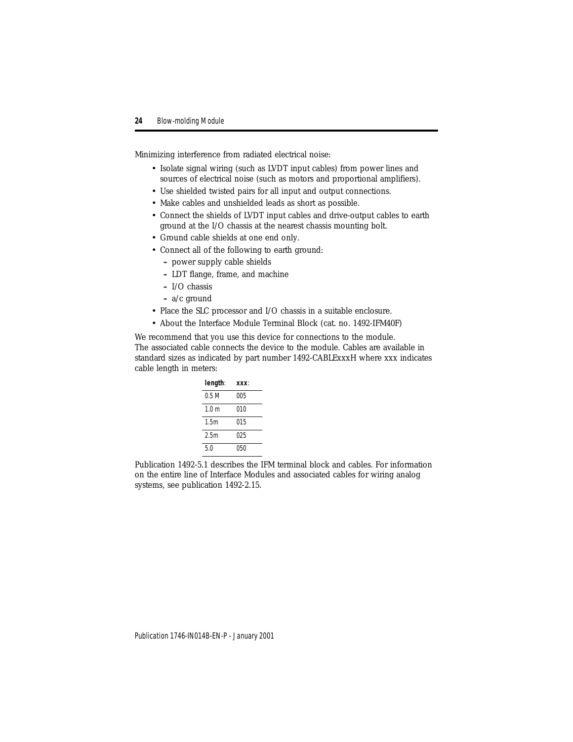Minimizing interference from radiated electrical noise:

- Isolate signal wiring (such as LVDT input cables) from power lines and sources of electrical noise (such as motors and proportional amplifiers).
- Use shielded twisted pairs for all input and output connections.
- Make cables and unshielded leads as short as possible.
- Connect the shields of LVDT input cables and drive-output cables to earth ground at the I/O chassis at the nearest chassis mounting bolt.
- Ground cable shields at one end only.
- Connect all of the following to earth ground:
  - power supply cable shields
  - LDT flange, frame, and machine
  - I/O chassis
  - a/c ground
- Place the SLC processor and I/O chassis in a suitable enclosure.
- About the Interface Module Terminal Block (cat. no. 1492-IFM40F)

We recommend that you use this device for connections to the module. The associated cable connects the device to the module. Cables are available in standard sizes as indicated by part number 1492-CABLExxxH where xxx indicates cable length in meters:

| **length**: | **xxx**: |
|---|---|
| 0.5 M | 005 |
| 1.0 m | 010 |
| 1.5m | 015 |
| 2.5m | 025 |
| 5.0 | 050 |

Publication 1492-5.1 describes the IFM terminal block and cables. For information on the entire line of Interface Modules and associated cables for wiring analog systems, see publication 1492-2.15.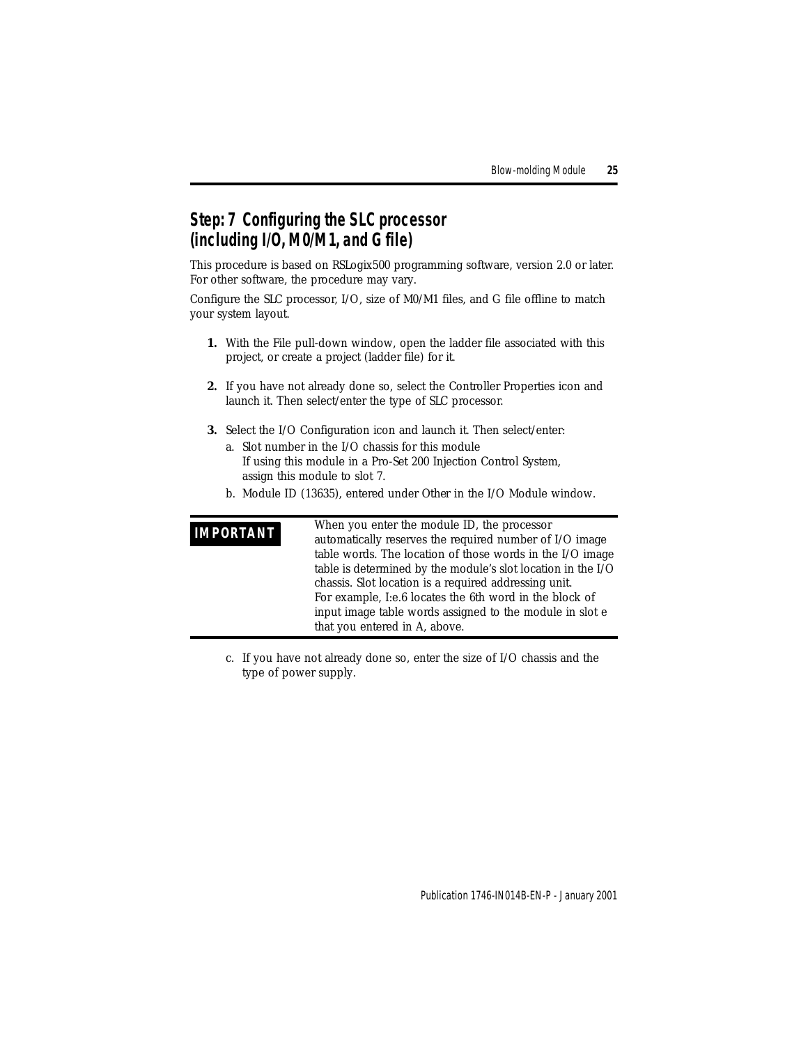## Step: 7 Configuring the SLC processor (including I/O, M0/M1, and G file)

This procedure is based on RSLogix500 programming software, version 2.0 or later. For other software, the procedure may vary.

Configure the SLC processor, I/O, size of M0/M1 files, and G file offline to match your system layout.

1. With the File pull-down window, open the ladder file associated with this project, or create a project (ladder file) for it.

2. If you have not already done so, select the Controller Properties icon and launch it. Then select/enter the type of SLC processor.

3. Select the I/O Configuration icon and launch it. Then select/enter:

   a. Slot number in the I/O chassis for this module
   If using this module in a Pro-Set 200 Injection Control System, assign this module to slot 7.

   b. Module ID (13635), entered under Other in the I/O Module window.

| **IMPORTANT** | When you enter the module ID, the processor automatically reserves the required number of I/O image table words. The location of those words in the I/O image table is determined by the module's slot location in the I/O chassis. Slot location is a required addressing unit. For example, I:e.6 locates the 6th word in the block of input image table words assigned to the module in slot e that you entered in A, above. |
|---|---|

   c. If you have not already done so, enter the size of I/O chassis and the type of power supply.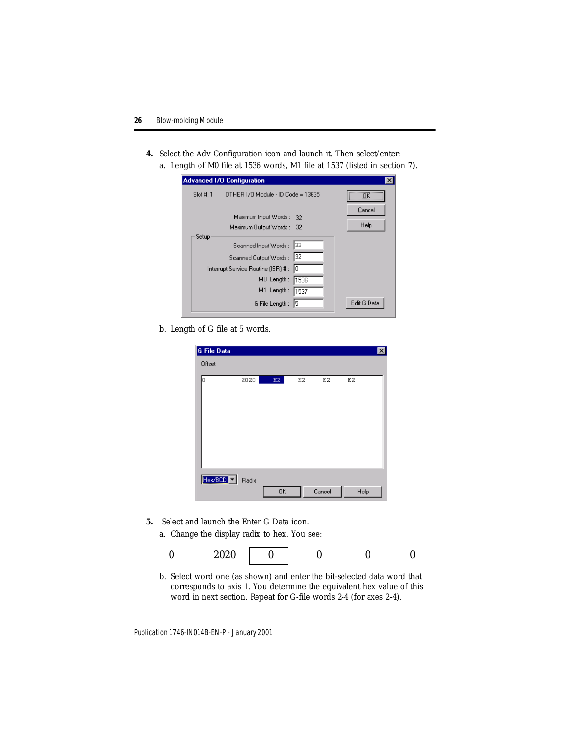4. Select the Adv Configuration icon and launch it. Then select/enter:
   a. Length of M0 file at 1536 words, M1 file at 1537 (listed in section 7).

**Advanced I/O Configuration**

Slot #: 1 OTHER I/O Module - ID Code = 13635

Maximum Input Words : 32
Maximum Output Words : 32

Setup

| Setting | Value |
|---|---|
| Scanned Input Words : | 32 |
| Scanned Output Words : | 32 |
| Interrupt Service Routine (ISR) # : | 0 |
| M0 Length : | 1536 |
| M1 Length : | 1537 |
| G File Length : | 5 |

OK | Cancel | Help | Edit G Data

   b. Length of G file at 5 words.

**G File Data**

Offset

| 0 | 2020 | E2 | E2 | E2 | E2 |
|---|---|---|---|---|---|

Hex/BCD Radix

OK | Cancel | Help

5. Select and launch the Enter G Data icon.
   a. Change the display radix to hex. You see:

| 0 | 2020 | 0 | 0 | 0 | 0 |
|---|---|---|---|---|---|

   b. Select word one (as shown) and enter the bit-selected data word that corresponds to axis 1. You determine the equivalent hex value of this word in next section. Repeat for G-file words 2-4 (for axes 2-4).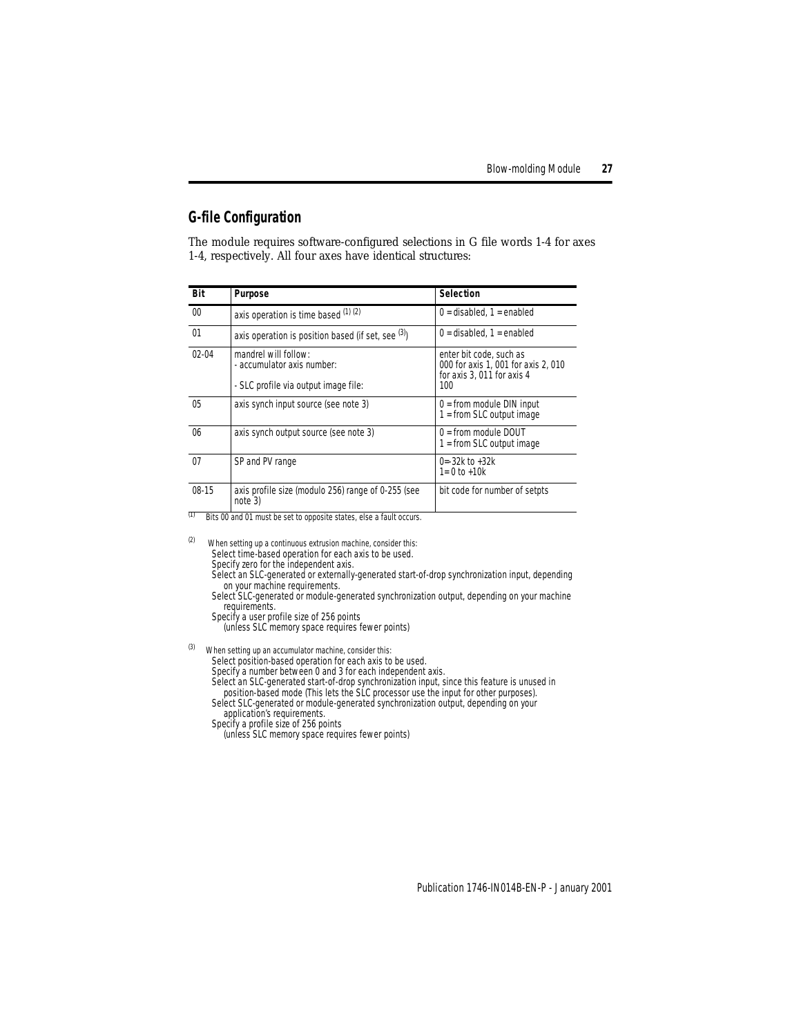## G-file Configuration

The module requires software-configured selections in G file words 1-4 for axes 1-4, respectively. All four axes have identical structures:

| Bit | Purpose | Selection |
|---|---|---|
| 00 | axis operation is time based [(1) (2)] | 0 = disabled, 1 = enabled |
| 01 | axis operation is position based (if set, see [(3)]) | 0 = disabled, 1 = enabled |
| 02-04 | mandrel will follow:<br>- accumulator axis number:<br><br>- SLC profile via output image file: | enter bit code, such as<br>000 for axis 1, 001 for axis 2, 010 for axis 3, 011 for axis 4<br>100 |
| 05 | axis synch input source (see note 3) | 0 = from module DIN input<br>1 = from SLC output image |
| 06 | axis synch output source (see note 3) | 0 = from module DOUT<br>1 = from SLC output image |
| 07 | SP and PV range | 0= -32k to +32k<br>1= 0 to +10k |
| 08-15 | axis profile size (modulo 256) range of 0-255 (see note 3) | bit code for number of setpts |

(1) Bits 00 and 01 must be set to opposite states, else a fault occurs.

(2) When setting up a continuous extrusion machine, consider this:
- Select time-based operation for each axis to be used.
- Specify zero for the independent axis.
- Select an SLC-generated or externally-generated start-of-drop synchronization input, depending on your machine requirements.
- Select SLC-generated or module-generated synchronization output, depending on your machine requirements.
- Specify a user profile size of 256 points (unless SLC memory space requires fewer points)

(3) When setting up an accumulator machine, consider this:
- Select position-based operation for each axis to be used.
- Specify a number between 0 and 3 for each independent axis.
- Select an SLC-generated start-of-drop synchronization input, since this feature is unused in position-based mode (This lets the SLC processor use the input for other purposes).
- Select SLC-generated or module-generated synchronization output, depending on your application's requirements.
- Specify a profile size of 256 points (unless SLC memory space requires fewer points)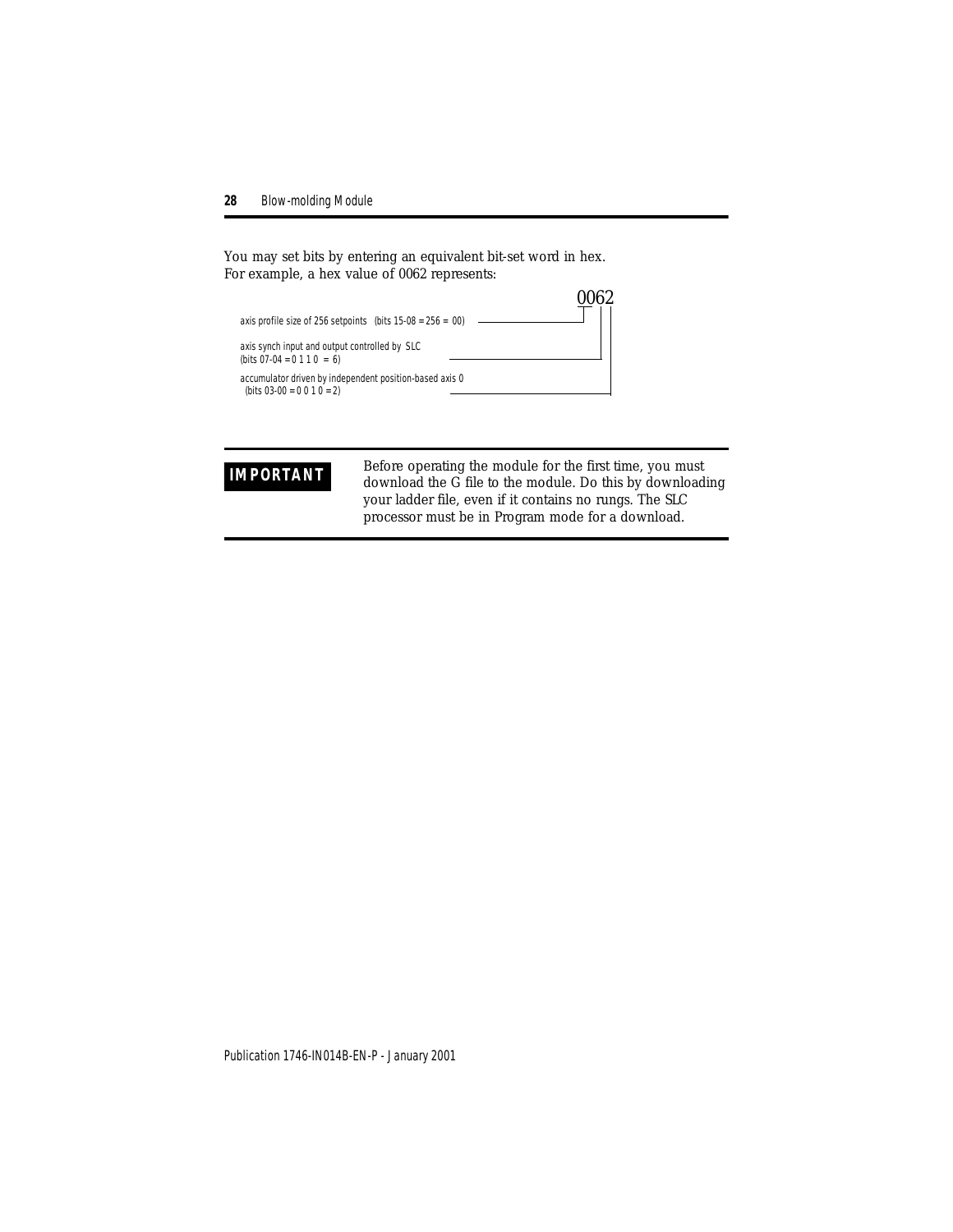You may set bits by entering an equivalent bit-set word in hex.
For example, a hex value of 0062 represents:

0062

- axis profile size of 256 setpoints (bits 15-08 = 256 = 00)
- axis synch input and output controlled by SLC (bits 07-04 = 0 1 1 0 = 6)
- accumulator driven by independent position-based axis 0 (bits 03-00 = 0 0 1 0 = 2)

| **IMPORTANT** | Before operating the module for the first time, you must download the G file to the module. Do this by downloading your ladder file, even if it contains no rungs. The SLC processor must be in Program mode for a download. |
| --- | --- |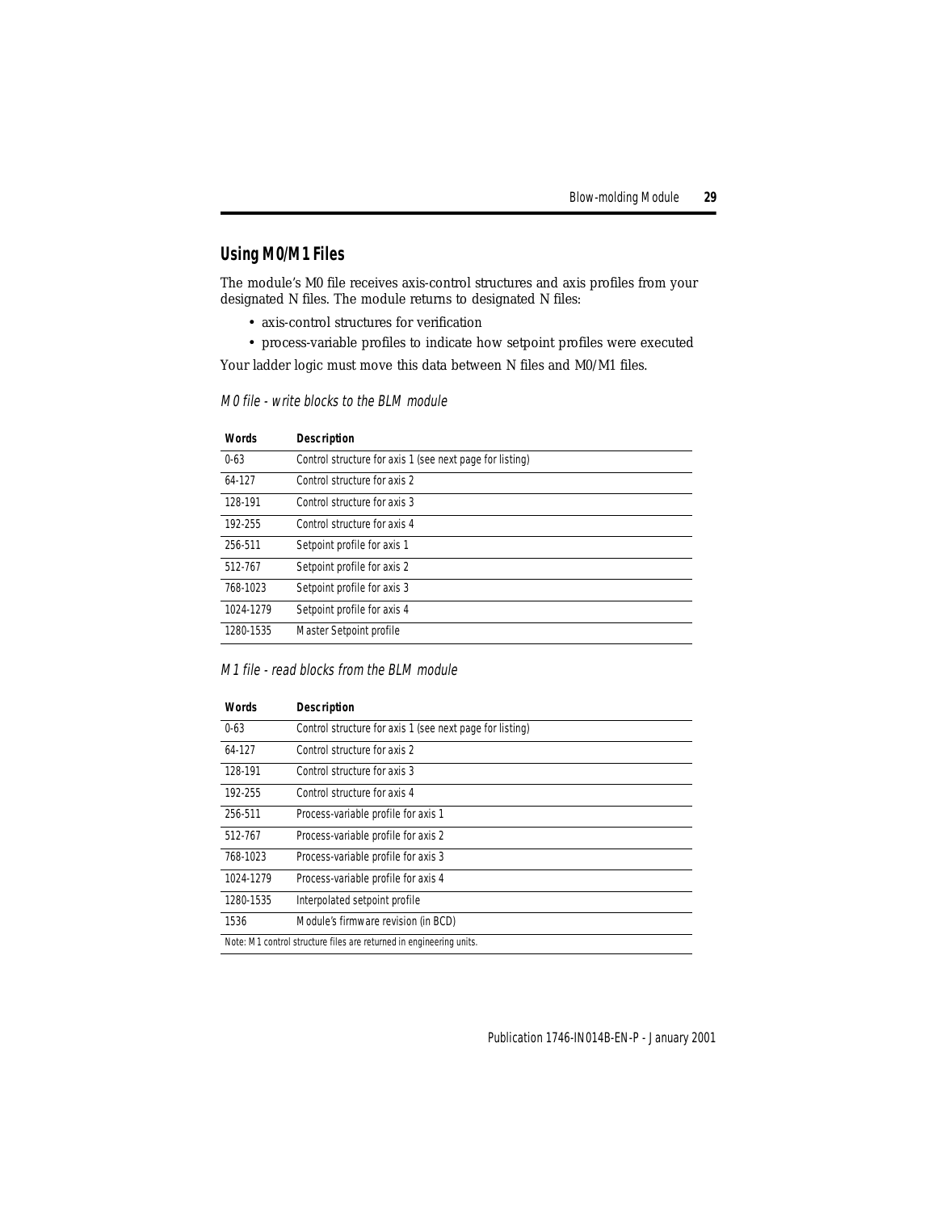## Using M0/M1 Files

The module's M0 file receives axis-control structures and axis profiles from your designated N files. The module returns to designated N files:

- axis-control structures for verification
- process-variable profiles to indicate how setpoint profiles were executed

Your ladder logic must move this data between N files and M0/M1 files.

*M0 file - write blocks to the BLM module*

| Words | Description |
|---|---|
| 0-63 | Control structure for axis 1 (see next page for listing) |
| 64-127 | Control structure for axis 2 |
| 128-191 | Control structure for axis 3 |
| 192-255 | Control structure for axis 4 |
| 256-511 | Setpoint profile for axis 1 |
| 512-767 | Setpoint profile for axis 2 |
| 768-1023 | Setpoint profile for axis 3 |
| 1024-1279 | Setpoint profile for axis 4 |
| 1280-1535 | Master Setpoint profile |

*M1 file - read blocks from the BLM module*

| Words | Description |
|---|---|
| 0-63 | Control structure for axis 1 (see next page for listing) |
| 64-127 | Control structure for axis 2 |
| 128-191 | Control structure for axis 3 |
| 192-255 | Control structure for axis 4 |
| 256-511 | Process-variable profile for axis 1 |
| 512-767 | Process-variable profile for axis 2 |
| 768-1023 | Process-variable profile for axis 3 |
| 1024-1279 | Process-variable profile for axis 4 |
| 1280-1535 | Interpolated setpoint profile |
| 1536 | Module's firmware revision (in BCD) |

Note: M1 control structure files are returned in engineering units.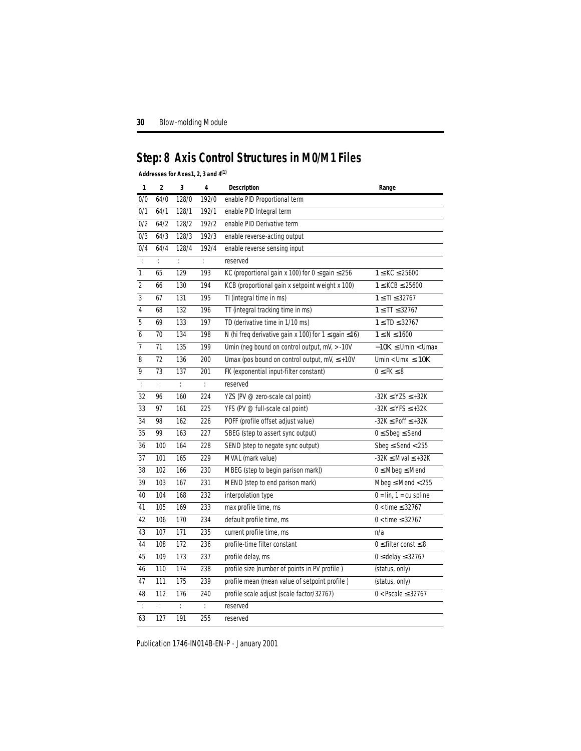## Step: 8 Axis Control Structures in M0/M1 Files

**Addresses for Axes1, 2, 3 and 4[1]**

| 1 | 2 | 3 | 4 | Description | Range |
|---|---|---|---|---|---|
| 0/0 | 64/0 | 128/0 | 192/0 | enable PID Proportional term | |
| 0/1 | 64/1 | 128/1 | 192/1 | enable PID Integral term | |
| 0/2 | 64/2 | 128/2 | 192/2 | enable PID Derivative term | |
| 0/3 | 64/3 | 128/3 | 192/3 | enable reverse-acting output | |
| 0/4 | 64/4 | 128/4 | 192/4 | enable reverse sensing input | |
| : | : | : | : | reserved | |
| 1 | 65 | 129 | 193 | KC (proportional gain x 100) for 0 ≤ gain ≤ 256 | 1 ≤ KC ≤ 25600 |
| 2 | 66 | 130 | 194 | KCB (proportional gain x setpoint weight x 100) | 1 ≤ KCB ≤ 25600 |
| 3 | 67 | 131 | 195 | TI (integral time in ms) | 1 ≤ TI ≤ 32767 |
| 4 | 68 | 132 | 196 | TT (integral tracking time in ms) | 1 ≤ TT ≤ 32767 |
| 5 | 69 | 133 | 197 | TD (derivative time in 1/10 ms) | 1 ≤ TD ≤ 32767 |
| 6 | 70 | 134 | 198 | N (hi freq derivative gain x 100) for 1 ≤ gain ≤ 16) | 1 ≤ N ≤ 1600 |
| 7 | 71 | 135 | 199 | Umin (neg bound on control output, mV, > -10V | −10K ≤ Umin < Umax |
| 8 | 72 | 136 | 200 | Umax (pos bound on control output, mV, ≤ +10V | Umin < Umx ≤ 10K |
| 9 | 73 | 137 | 201 | FK (exponential input-filter constant) | 0 ≤ FK ≤ 8 |
| : | : | : | : | reserved | |
| 32 | 96 | 160 | 224 | YZS (PV @ zero-scale cal point) | -32K ≤ YZS ≤ +32K |
| 33 | 97 | 161 | 225 | YFS (PV @ full-scale cal point) | -32K ≤ YFS ≤ +32K |
| 34 | 98 | 162 | 226 | POFF (profile offset adjust value) | -32K ≤ Poff ≤ +32K |
| 35 | 99 | 163 | 227 | SBEG (step to assert sync output) | 0 ≤ Sbeg ≤ Send |
| 36 | 100 | 164 | 228 | SEND (step to negate sync output) | Sbeg ≤ Send < 255 |
| 37 | 101 | 165 | 229 | MVAL (mark value) | -32K ≤ Mval ≤ +32K |
| 38 | 102 | 166 | 230 | MBEG (step to begin parison mark)) | 0 ≤ Mbeg ≤ Mend |
| 39 | 103 | 167 | 231 | MEND (step to end parison mark) | Mbeg ≤ Mend < 255 |
| 40 | 104 | 168 | 232 | interpolation type | 0 = lin, 1 = cu spline |
| 41 | 105 | 169 | 233 | max profile time, ms | 0 < time ≤ 32767 |
| 42 | 106 | 170 | 234 | default profile time, ms | 0 < time ≤ 32767 |
| 43 | 107 | 171 | 235 | current profile time, ms | n/a |
| 44 | 108 | 172 | 236 | profile-time filter constant | 0 ≤ filter const ≤ 8 |
| 45 | 109 | 173 | 237 | profile delay, ms | 0 ≤ delay ≤ 32767 |
| 46 | 110 | 174 | 238 | profile size (number of points in PV profile ) | (status, only) |
| 47 | 111 | 175 | 239 | profile mean (mean value of setpoint profile ) | (status, only) |
| 48 | 112 | 176 | 240 | profile scale adjust (scale factor/32767) | 0 < Pscale ≤ 32767 |
| : | : | : | : | reserved | |
| 63 | 127 | 191 | 255 | reserved | |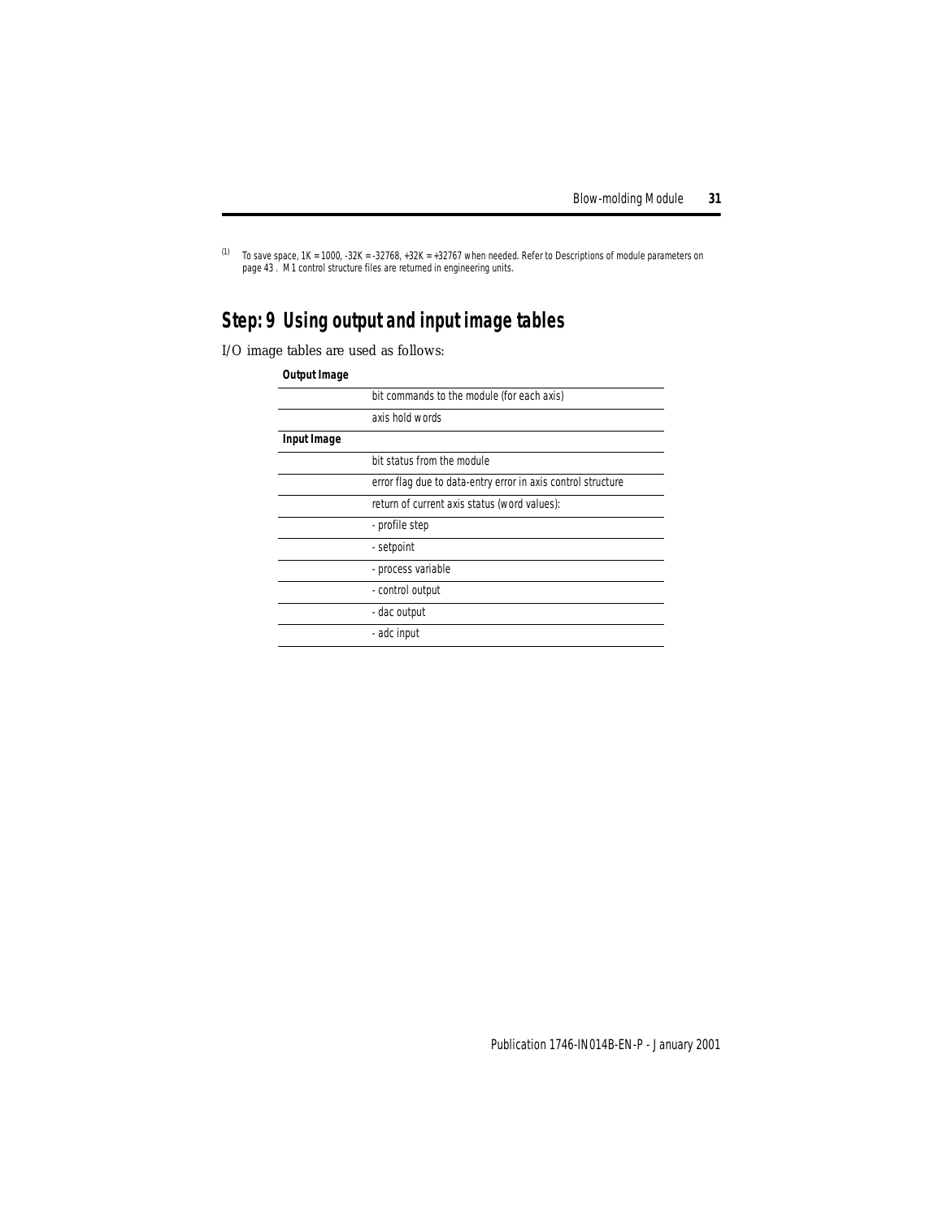(1) To save space, 1K = 1000, -32K = -32768, +32K = +32767 when needed. Refer to Descriptions of module parameters on page 43 . M1 control structure files are returned in engineering units.

## Step: 9 Using output and input image tables

I/O image tables are used as follows:

| **Output Image** | |
|---|---|
| | bit commands to the module (for each axis) |
| | axis hold words |
| **Input Image** | |
| | bit status from the module |
| | error flag due to data-entry error in axis control structure |
| | return of current axis status (word values): |
| | - profile step |
| | - setpoint |
| | - process variable |
| | - control output |
| | - dac output |
| | - adc input |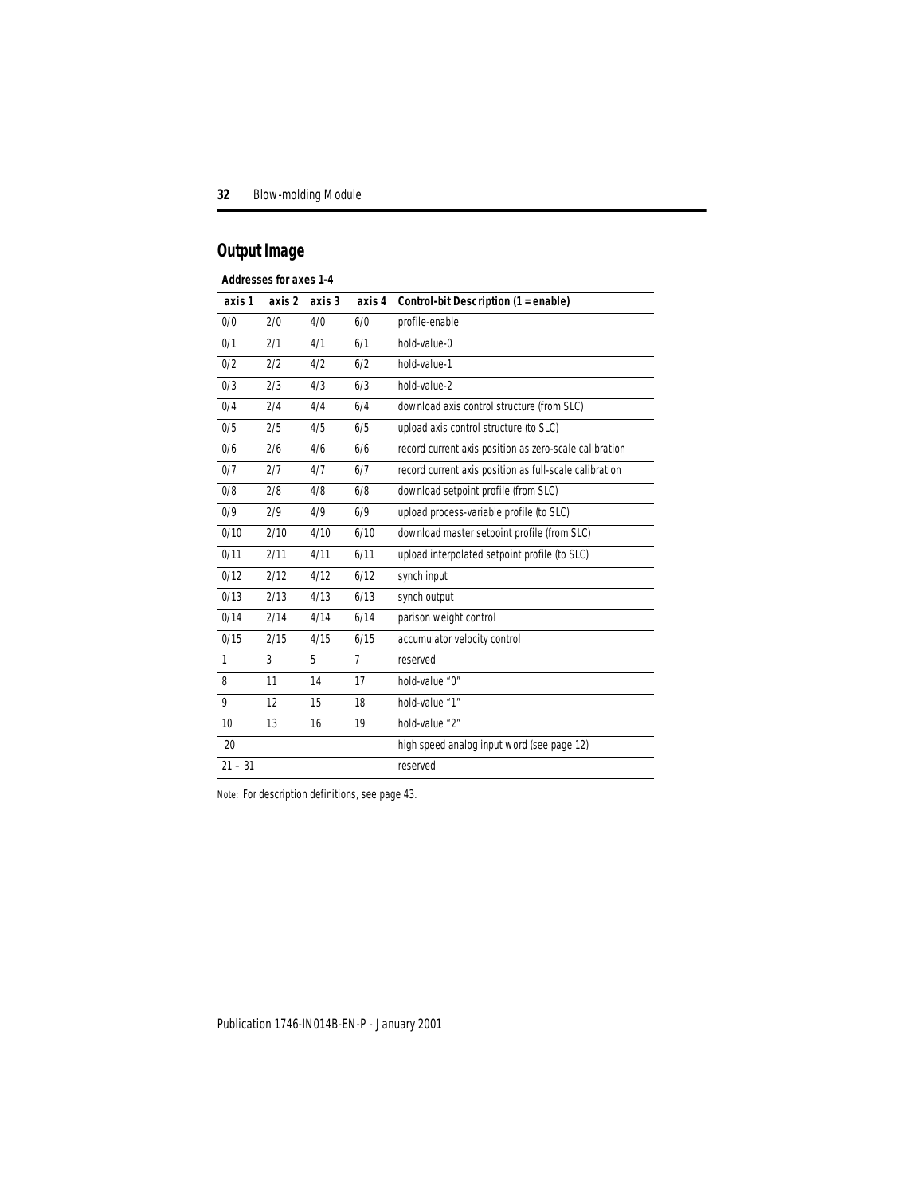## Output Image

**Addresses for axes 1-4**

| axis 1 | axis 2 | axis 3 | axis 4 | Control-bit Description (1 = enable) |
|---|---|---|---|---|
| 0/0 | 2/0 | 4/0 | 6/0 | profile-enable |
| 0/1 | 2/1 | 4/1 | 6/1 | hold-value-0 |
| 0/2 | 2/2 | 4/2 | 6/2 | hold-value-1 |
| 0/3 | 2/3 | 4/3 | 6/3 | hold-value-2 |
| 0/4 | 2/4 | 4/4 | 6/4 | download axis control structure (from SLC) |
| 0/5 | 2/5 | 4/5 | 6/5 | upload axis control structure (to SLC) |
| 0/6 | 2/6 | 4/6 | 6/6 | record current axis position as zero-scale calibration |
| 0/7 | 2/7 | 4/7 | 6/7 | record current axis position as full-scale calibration |
| 0/8 | 2/8 | 4/8 | 6/8 | download setpoint profile (from SLC) |
| 0/9 | 2/9 | 4/9 | 6/9 | upload process-variable profile (to SLC) |
| 0/10 | 2/10 | 4/10 | 6/10 | download master setpoint profile (from SLC) |
| 0/11 | 2/11 | 4/11 | 6/11 | upload interpolated setpoint profile (to SLC) |
| 0/12 | 2/12 | 4/12 | 6/12 | synch input |
| 0/13 | 2/13 | 4/13 | 6/13 | synch output |
| 0/14 | 2/14 | 4/14 | 6/14 | parison weight control |
| 0/15 | 2/15 | 4/15 | 6/15 | accumulator velocity control |
| 1 | 3 | 5 | 7 | reserved |
| 8 | 11 | 14 | 17 | hold-value "0" |
| 9 | 12 | 15 | 18 | hold-value "1" |
| 10 | 13 | 16 | 19 | hold-value "2" |
| 20 | | | | high speed analog input word (see page 12) |
| 21 – 31 | | | | reserved |

Note: For description definitions, see page 43.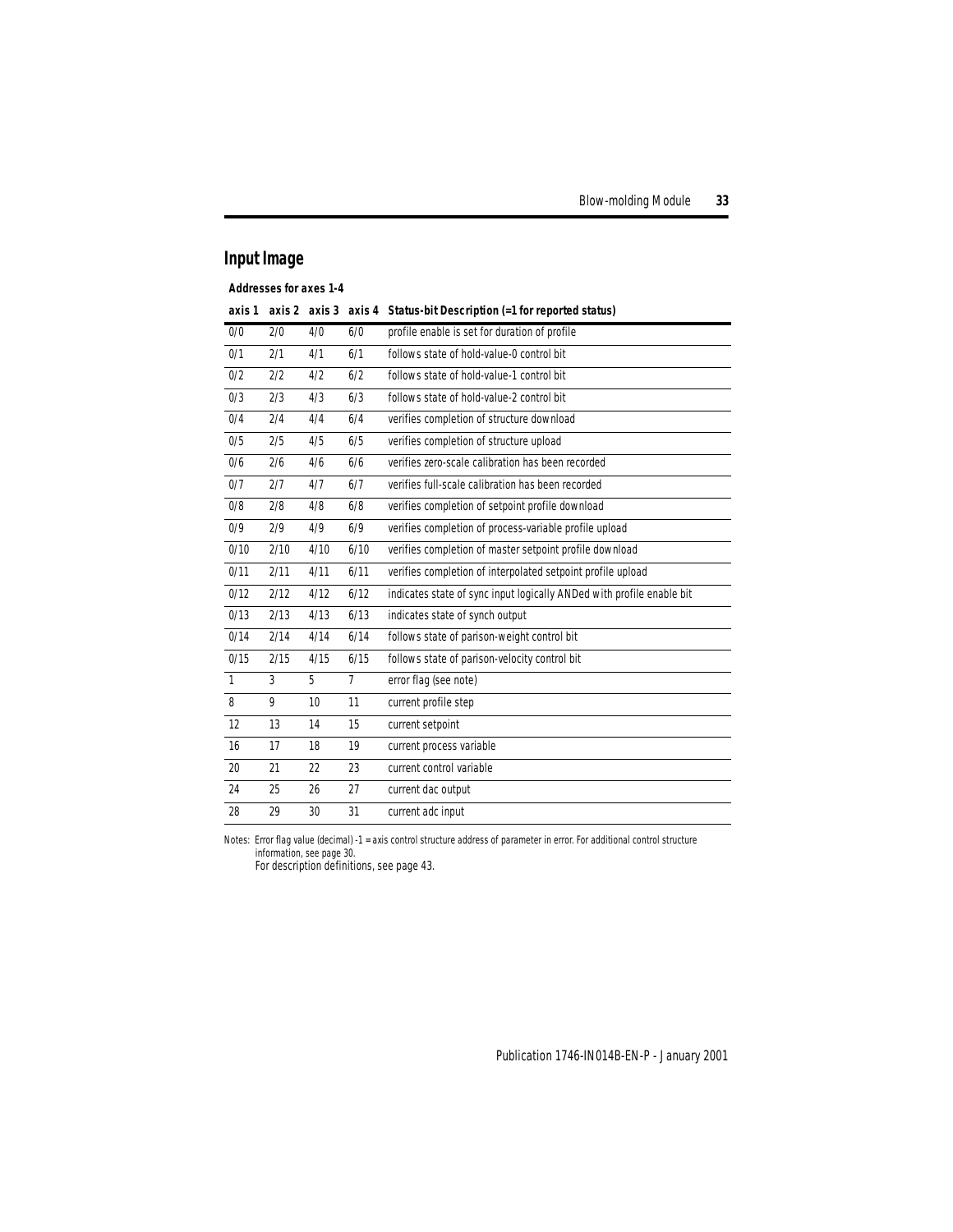## Input Image

**Addresses for axes 1-4**

| axis 1 | axis 2 | axis 3 | axis 4 | Status-bit Description (=1 for reported status) |
|---|---|---|---|---|
| 0/0 | 2/0 | 4/0 | 6/0 | profile enable is set for duration of profile |
| 0/1 | 2/1 | 4/1 | 6/1 | follows state of hold-value-0 control bit |
| 0/2 | 2/2 | 4/2 | 6/2 | follows state of hold-value-1 control bit |
| 0/3 | 2/3 | 4/3 | 6/3 | follows state of hold-value-2 control bit |
| 0/4 | 2/4 | 4/4 | 6/4 | verifies completion of structure download |
| 0/5 | 2/5 | 4/5 | 6/5 | verifies completion of structure upload |
| 0/6 | 2/6 | 4/6 | 6/6 | verifies zero-scale calibration has been recorded |
| 0/7 | 2/7 | 4/7 | 6/7 | verifies full-scale calibration has been recorded |
| 0/8 | 2/8 | 4/8 | 6/8 | verifies completion of setpoint profile download |
| 0/9 | 2/9 | 4/9 | 6/9 | verifies completion of process-variable profile upload |
| 0/10 | 2/10 | 4/10 | 6/10 | verifies completion of master setpoint profile download |
| 0/11 | 2/11 | 4/11 | 6/11 | verifies completion of interpolated setpoint profile upload |
| 0/12 | 2/12 | 4/12 | 6/12 | indicates state of sync input logically ANDed with profile enable bit |
| 0/13 | 2/13 | 4/13 | 6/13 | indicates state of synch output |
| 0/14 | 2/14 | 4/14 | 6/14 | follows state of parison-weight control bit |
| 0/15 | 2/15 | 4/15 | 6/15 | follows state of parison-velocity control bit |
| 1 | 3 | 5 | 7 | error flag (see note) |
| 8 | 9 | 10 | 11 | current profile step |
| 12 | 13 | 14 | 15 | current setpoint |
| 16 | 17 | 18 | 19 | current process variable |
| 20 | 21 | 22 | 23 | current control variable |
| 24 | 25 | 26 | 27 | current dac output |
| 28 | 29 | 30 | 31 | current adc input |

Notes: Error flag value (decimal) -1 = axis control structure address of parameter in error. For additional control structure information, see page 30.
For description definitions, see page 43.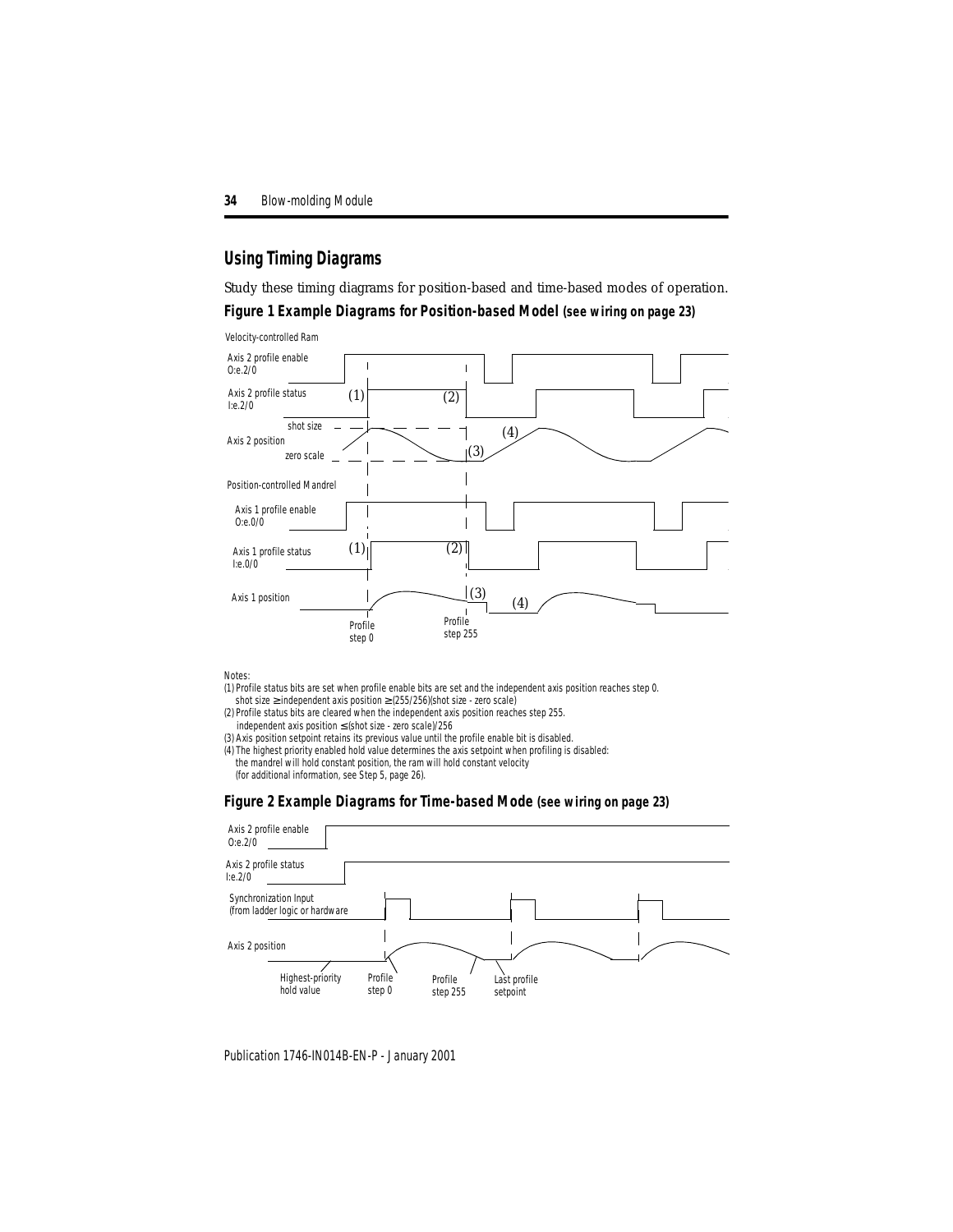## Using Timing Diagrams

Study these timing diagrams for position-based and time-based modes of operation.

**Figure 1 Example Diagrams for Position-based Model (see wiring on page 23)**

Velocity-controlled Ram

Axis 2 profile enable O:e.2/0

Axis 2 profile status I:e.2/0

Axis 2 position — shot size, zero scale

Position-controlled Mandrel

Axis 1 profile enable O:e.0/0

Axis 1 profile status I:e.0/0

Axis 1 position

Profile step 0 — Profile step 255

Notes:

(1) Profile status bits are set when profile enable bits are set and the independent axis position reaches step 0.
shot size ≥ independent axis position ≥ (255/256)(shot size - zero scale)

(2) Profile status bits are cleared when the independent axis position reaches step 255.
independent axis position ≤ (shot size - zero scale)/256

(3) Axis position setpoint retains its previous value until the profile enable bit is disabled.

(4) The highest priority enabled hold value determines the axis setpoint when profiling is disabled:
the mandrel will hold constant position, the ram will hold constant velocity
(for additional information, see Step 5, page 26).

**Figure 2 Example Diagrams for Time-based Mode (see wiring on page 23)**

Axis 2 profile enable O:e.2/0

Axis 2 profile status I:e.2/0

Synchronization Input (from ladder logic or hardware

Axis 2 position

Highest-priority hold value — Profile step 0 — Profile step 255 — Last profile setpoint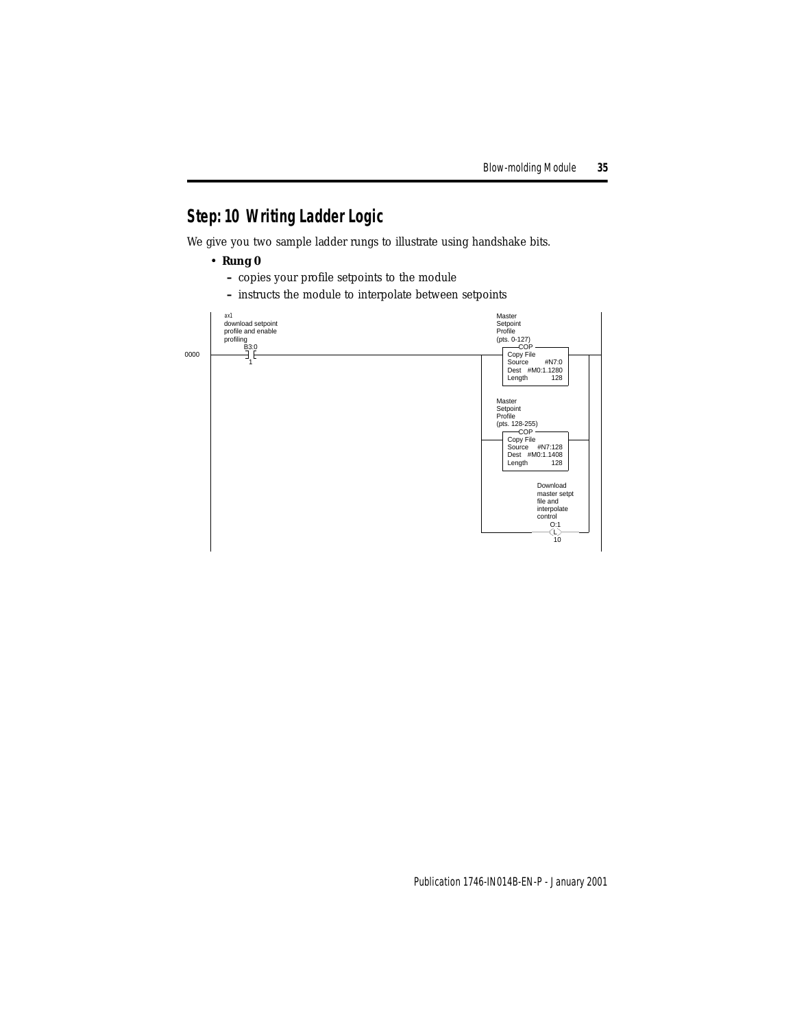## Step: 10 Writing Ladder Logic

We give you two sample ladder rungs to illustrate using handshake bits.

- **Rung 0**
  - copies your profile setpoints to the module
  - instructs the module to interpolate between setpoints

```
        ax1                                                    Master
        download setpoint                                      Setpoint
        profile and enable                                     Profile
        profiling                                              (pts. 0-127)
          B3:0                                                 -COP----------------
0000 ----] [-------------------------------------------------+-|Copy File          |-+--
           1                                                 | |Source      #N7:0  | |
                                                             | |Dest   #M0:1.1280  | |
                                                             | |Length        128  | |
                                                             | --------------------- |
                                                             |  Master               |
                                                             |  Setpoint             |
                                                             |  Profile              |
                                                             |  (pts. 128-255)       |
                                                             | -COP----------------  |
                                                             +-|Copy File          |-+
                                                             | |Source    #N7:128  | |
                                                             | |Dest   #M0:1.1408  | |
                                                             | |Length        128  | |
                                                             | --------------------- |
                                                             |        Download       |
                                                             |        master setpt   |
                                                             |        file and       |
                                                             |        interpolate    |
                                                             |        control        |
                                                             |          O:1          |
                                                             +---------( L )---------+
                                                                         10
```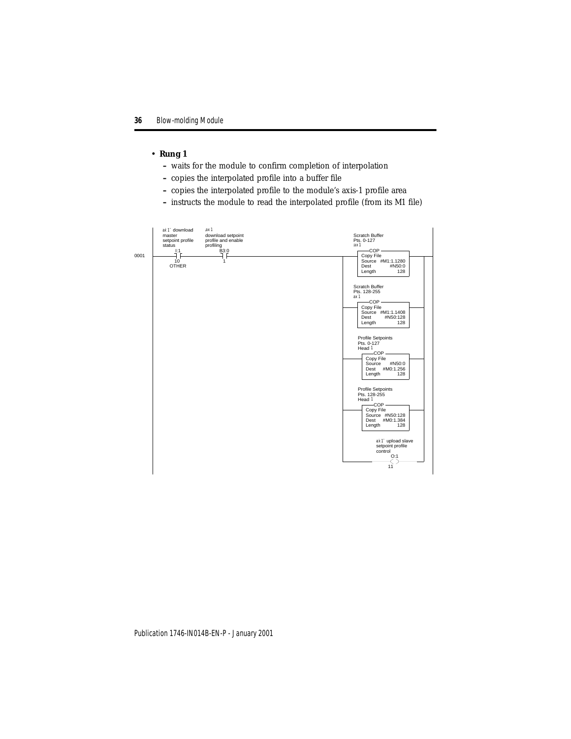- **Rung 1**
  - waits for the module to confirm completion of interpolation
  - copies the interpolated profile into a buffer file
  - copies the interpolated profile to the module's axis-1 profile area
  - instructs the module to read the interpolated profile (from its M1 file)

```
        ax 1  download      ax 1
        master              download setpoint                         Scratch Buffer
        setpoint profile    profile and enable                        Pts. 0-127
        status              profiling                                 ax 1
           I:1                B3:0                                     +-COP-----------------+
0001 -----] [-----------------] [-----------------------------+--------+ Copy File           +---+--
           10                  1                              |        | Source  #M1:1.1280  |   |
          OTHER                                               |        | Dest        #N50:0  |   |
                                                              |        | Length         128  |   |
                                                              |        +---------------------+   |
                                                              |                                  |
                                                              |       Scratch Buffer             |
                                                              |       Pts. 128-255               |
                                                              |       ax 1                       |
                                                              |        +-COP-----------------+   |
                                                              +--------+ Copy File           +---+
                                                              |        | Source  #M1:1.1408  |   |
                                                              |        | Dest      #N50:128  |   |
                                                              |        | Length         128  |   |
                                                              |        +---------------------+   |
                                                              |                                  |
                                                              |        Profile Setpoints         |
                                                              |        Pts. 0-127                |
                                                              |        Head 1                    |
                                                              |         +-COP----------------+   |
                                                              +---------+ Copy File          +---+
                                                              |         | Source      #N50:0 |   |
                                                              |         | Dest    #M0:1.256  |   |
                                                              |         | Length         128 |   |
                                                              |         +--------------------+   |
                                                              |                                  |
                                                              |        Profile Setpoints         |
                                                              |        Pts. 128-255              |
                                                              |        Head 1                    |
                                                              |         +-COP----------------+   |
                                                              +---------+ Copy File          +---+
                                                              |         | Source   #N50:128  |   |
                                                              |         | Dest    #M0:1.384  |   |
                                                              |         | Length         128 |   |
                                                              |         +--------------------+   |
                                                              |                                  |
                                                              |           ax 1  upload slave     |
                                                              |           setpoint profile       |
                                                              |           control                |
                                                              |               O:1                |
                                                              +---------------( )----------------+
                                                                              11
```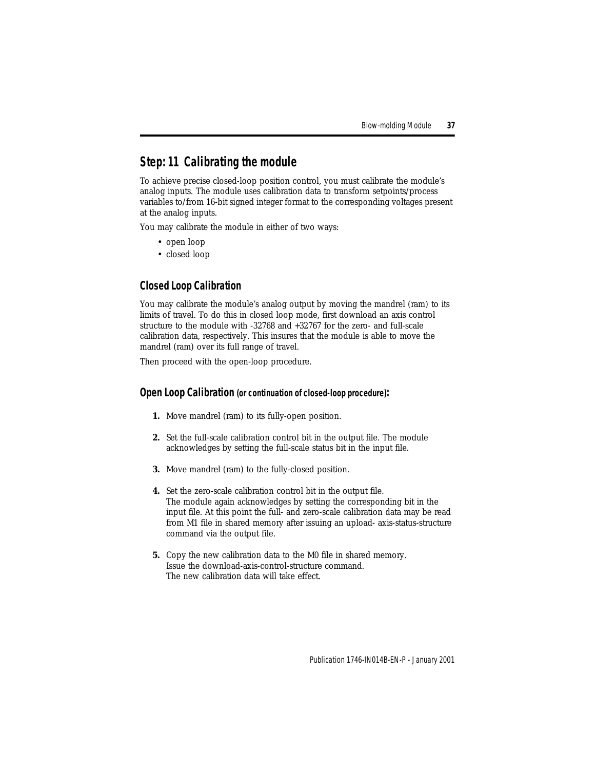## Step: 11 Calibrating the module

To achieve precise closed-loop position control, you must calibrate the module's analog inputs. The module uses calibration data to transform setpoints/process variables to/from 16-bit signed integer format to the corresponding voltages present at the analog inputs.

You may calibrate the module in either of two ways:

- open loop
- closed loop

### Closed Loop Calibration

You may calibrate the module's analog output by moving the mandrel (ram) to its limits of travel. To do this in closed loop mode, first download an axis control structure to the module with -32768 and +32767 for the zero- and full-scale calibration data, respectively. This insures that the module is able to move the mandrel (ram) over its full range of travel.

Then proceed with the open-loop procedure.

### Open Loop Calibration (or continuation of closed-loop procedure):

1. Move mandrel (ram) to its fully-open position.
2. Set the full-scale calibration control bit in the output file. The module acknowledges by setting the full-scale status bit in the input file.
3. Move mandrel (ram) to the fully-closed position.
4. Set the zero-scale calibration control bit in the output file.
   The module again acknowledges by setting the corresponding bit in the input file. At this point the full- and zero-scale calibration data may be read from M1 file in shared memory after issuing an upload- axis-status-structure command via the output file.
5. Copy the new calibration data to the M0 file in shared memory.
   Issue the download-axis-control-structure command.
   The new calibration data will take effect.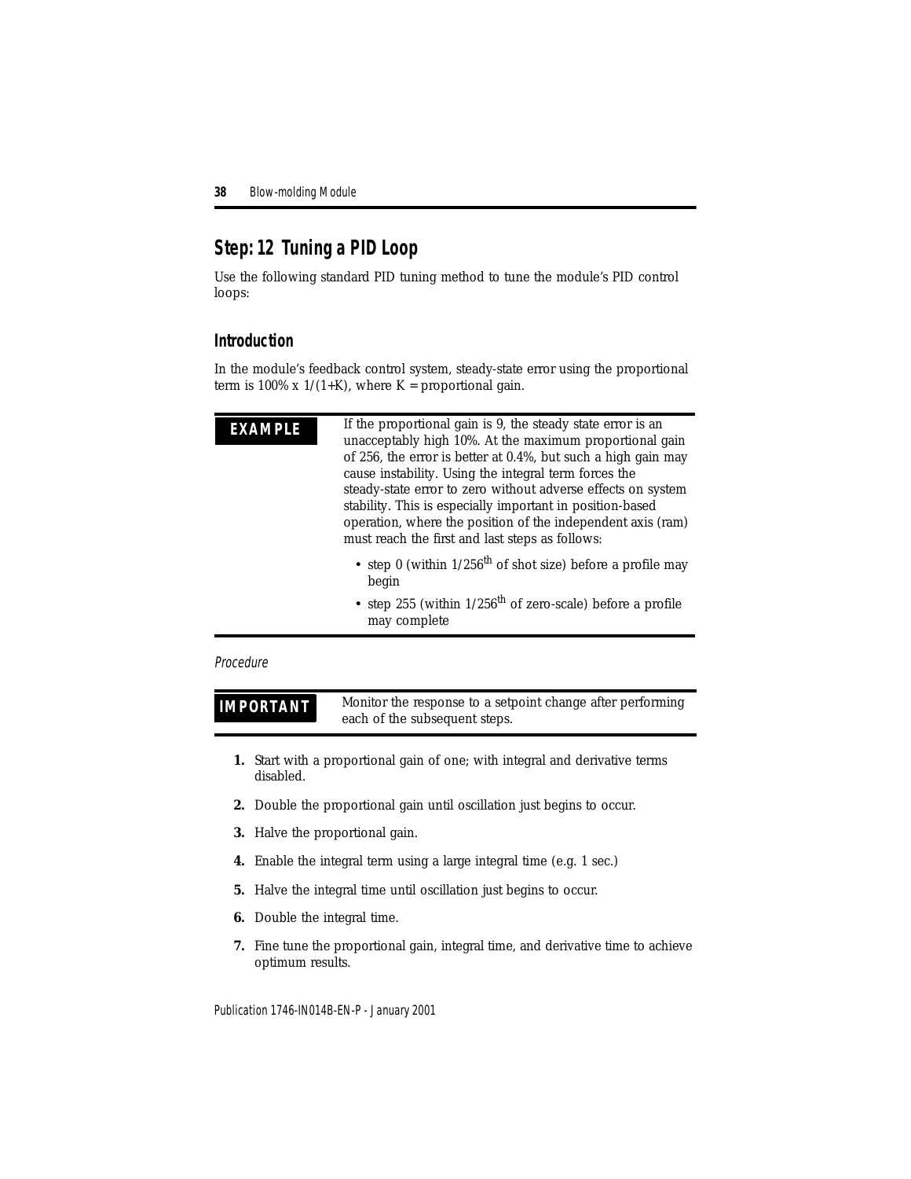## Step: 12 Tuning a PID Loop

Use the following standard PID tuning method to tune the module's PID control loops:

### Introduction

In the module's feedback control system, steady-state error using the proportional term is 100% x $1/(1+K)$, where K = proportional gain.

**EXAMPLE**

If the proportional gain is 9, the steady state error is an unacceptably high 10%. At the maximum proportional gain of 256, the error is better at 0.4%, but such a high gain may cause instability. Using the integral term forces the steady-state error to zero without adverse effects on system stability. This is especially important in position-based operation, where the position of the independent axis (ram) must reach the first and last steps as follows:

- step 0 (within $1/256^{th}$ of shot size) before a profile may begin
- step 255 (within $1/256^{th}$ of zero-scale) before a profile may complete

*Procedure*

**IMPORTANT**

Monitor the response to a setpoint change after performing each of the subsequent steps.

1. Start with a proportional gain of one; with integral and derivative terms disabled.
2. Double the proportional gain until oscillation just begins to occur.
3. Halve the proportional gain.
4. Enable the integral term using a large integral time (e.g. 1 sec.)
5. Halve the integral time until oscillation just begins to occur.
6. Double the integral time.
7. Fine tune the proportional gain, integral time, and derivative time to achieve optimum results.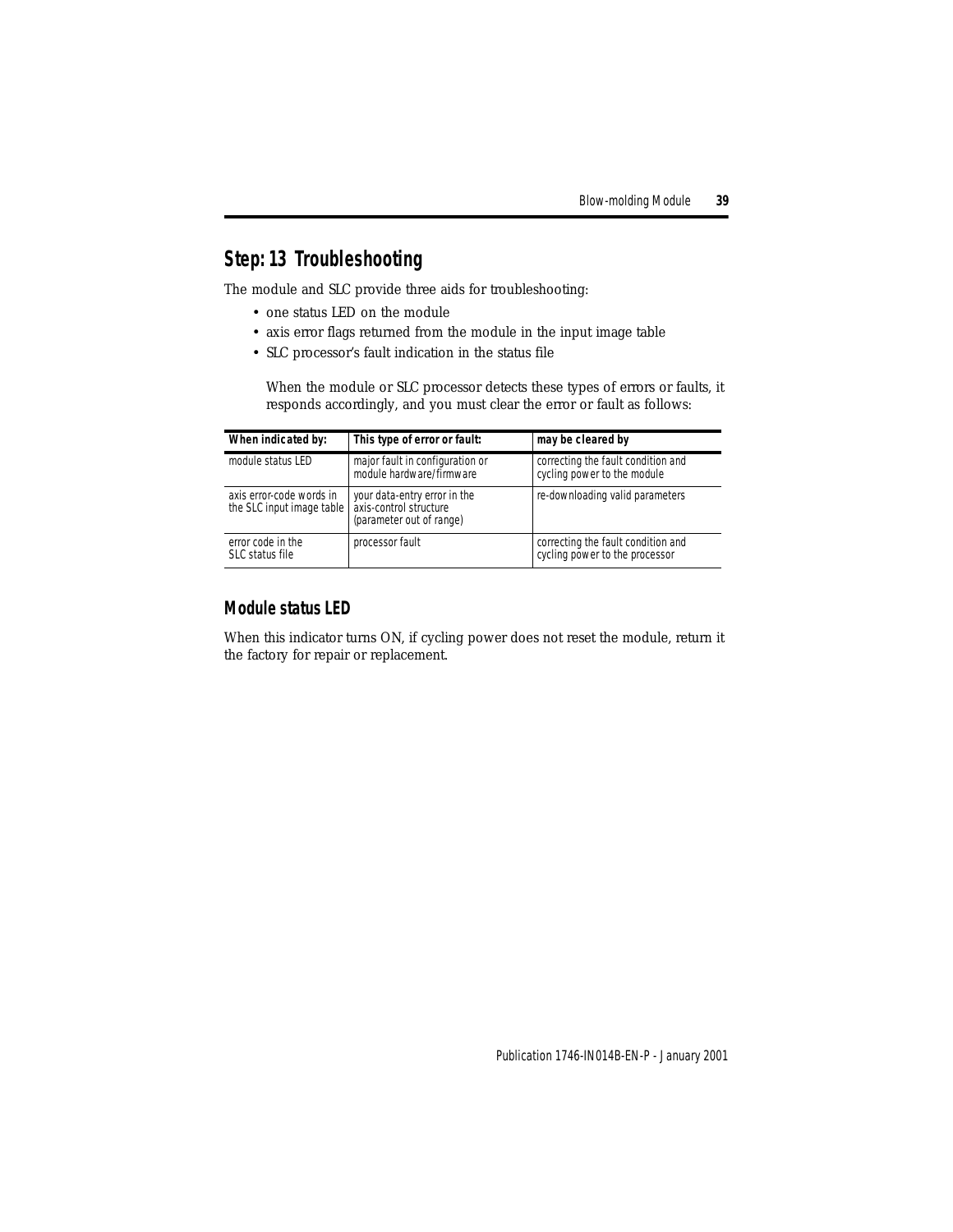## Step: 13 Troubleshooting

The module and SLC provide three aids for troubleshooting:

- one status LED on the module
- axis error flags returned from the module in the input image table
- SLC processor's fault indication in the status file

When the module or SLC processor detects these types of errors or faults, it responds accordingly, and you must clear the error or fault as follows:

| When indicated by: | This type of error or fault: | may be cleared by |
| --- | --- | --- |
| module status LED | major fault in configuration or module hardware/firmware | correcting the fault condition and cycling power to the module |
| axis error-code words in the SLC input image table | your data-entry error in the axis-control structure (parameter out of range) | re-downloading valid parameters |
| error code in the SLC status file | processor fault | correcting the fault condition and cycling power to the processor |

### Module status LED

When this indicator turns ON, if cycling power does not reset the module, return it the factory for repair or replacement.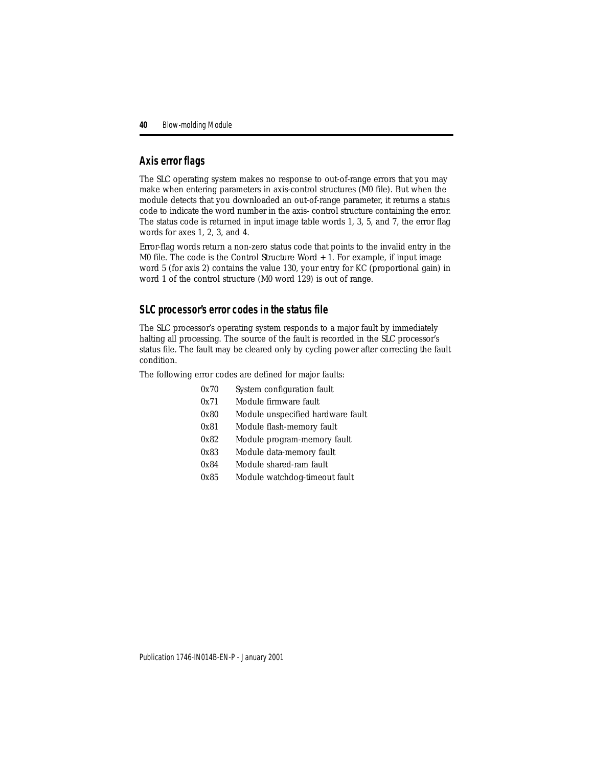## Axis error flags

The SLC operating system makes no response to out-of-range errors that you may make when entering parameters in axis-control structures (M0 file). But when the module detects that you downloaded an out-of-range parameter, it returns a status code to indicate the word number in the axis- control structure containing the error. The status code is returned in input image table words 1, 3, 5, and 7, the error flag words for axes 1, 2, 3, and 4.

Error-flag words return a non-zero status code that points to the invalid entry in the M0 file. The code is the Control Structure Word + 1. For example, if input image word 5 (for axis 2) contains the value 130, your entry for KC (proportional gain) in word 1 of the control structure (M0 word 129) is out of range.

## SLC processor's error codes in the status file

The SLC processor's operating system responds to a major fault by immediately halting all processing. The source of the fault is recorded in the SLC processor's status file. The fault may be cleared only by cycling power after correcting the fault condition.

The following error codes are defined for major faults:

| | |
|---|---|
| 0x70 | System configuration fault |
| 0x71 | Module firmware fault |
| 0x80 | Module unspecified hardware fault |
| 0x81 | Module flash-memory fault |
| 0x82 | Module program-memory fault |
| 0x83 | Module data-memory fault |
| 0x84 | Module shared-ram fault |
| 0x85 | Module watchdog-timeout fault |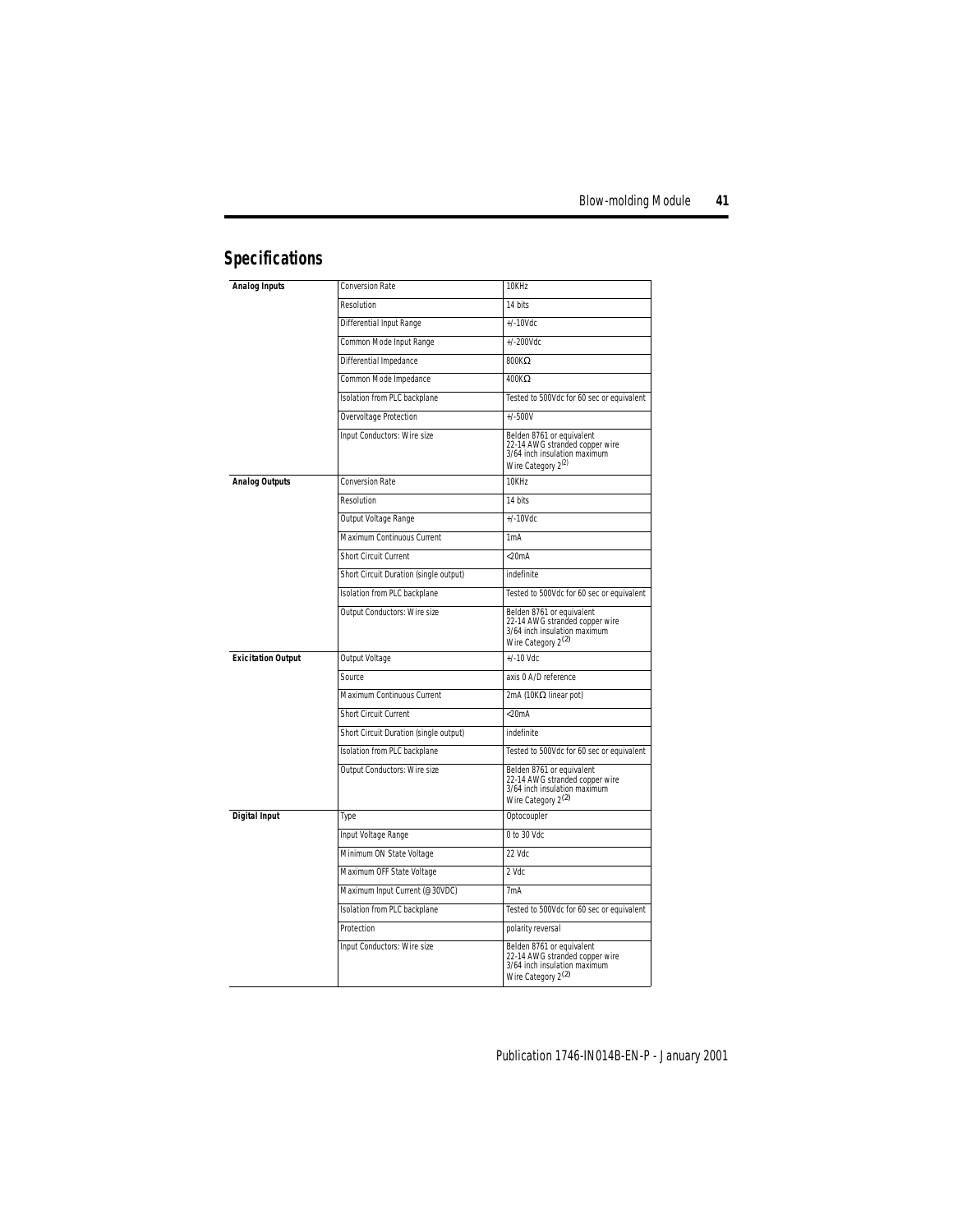## Specifications

| | | |
|---|---|---|
| **Analog Inputs** | Conversion Rate | 10KHz |
| | Resolution | 14 bits |
| | Differential Input Range | +/-10Vdc |
| | Common Mode Input Range | +/-200Vdc |
| | Differential Impedance | 800KΩ |
| | Common Mode Impedance | 400KΩ |
| | Isolation from PLC backplane | Tested to 500Vdc for 60 sec or equivalent |
| | Overvoltage Protection | +/-500V |
| | Input Conductors: Wire size | Belden 8761 or equivalent<br>22-14 AWG stranded copper wire<br>3/64 inch insulation maximum<br>Wire Category 2[(2)] |
| **Analog Outputs** | Conversion Rate | 10KHz |
| | Resolution | 14 bits |
| | Output Voltage Range | +/-10Vdc |
| | Maximum Continuous Current | 1mA |
| | Short Circuit Current | <20mA |
| | Short Circuit Duration (single output) | indefinite |
| | Isolation from PLC backplane | Tested to 500Vdc for 60 sec or equivalent |
| | Output Conductors: Wire size | Belden 8761 or equivalent<br>22-14 AWG stranded copper wire<br>3/64 inch insulation maximum<br>Wire Category 2[(2)] |
| **Excitation Output** | Output Voltage | +/-10 Vdc |
| | Source | axis 0 A/D reference |
| | Maximum Continuous Current | 2mA (10KΩ linear pot) |
| | Short Circuit Current | <20mA |
| | Short Circuit Duration (single output) | indefinite |
| | Isolation from PLC backplane | Tested to 500Vdc for 60 sec or equivalent |
| | Output Conductors: Wire size | Belden 8761 or equivalent<br>22-14 AWG stranded copper wire<br>3/64 inch insulation maximum<br>Wire Category 2[(2)] |
| **Digital Input** | Type | Optocoupler |
| | Input Voltage Range | 0 to 30 Vdc |
| | Minimum ON State Voltage | 22 Vdc |
| | Maximum OFF State Voltage | 2 Vdc |
| | Maximum Input Current (@30VDC) | 7mA |
| | Isolation from PLC backplane | Tested to 500Vdc for 60 sec or equivalent |
| | Protection | polarity reversal |
| | Input Conductors: Wire size | Belden 8761 or equivalent<br>22-14 AWG stranded copper wire<br>3/64 inch insulation maximum<br>Wire Category 2[(2)] |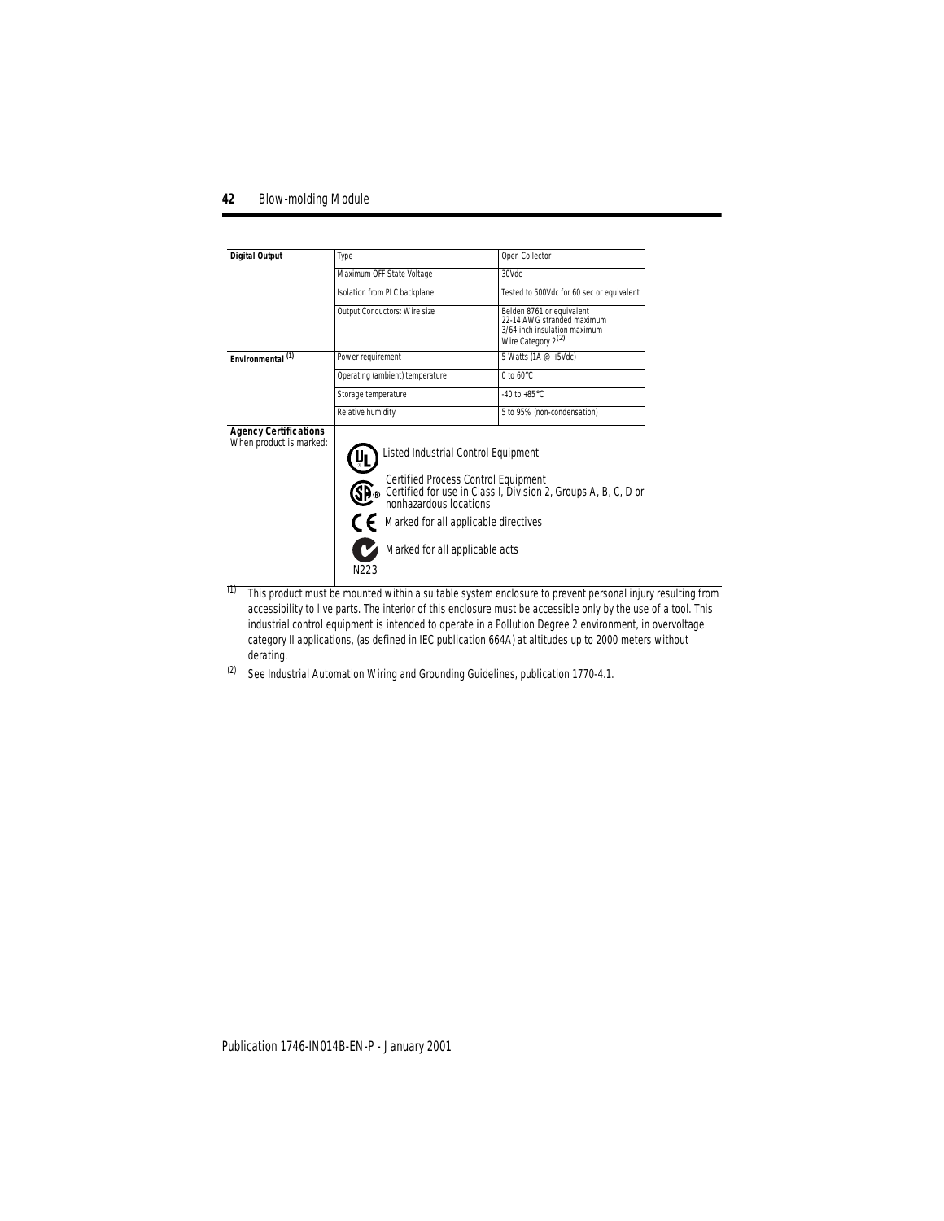| | | |
|---|---|---|
| **Digital Output** | Type | Open Collector |
| | Maximum OFF State Voltage | 30Vdc |
| | Isolation from PLC backplane | Tested to 500Vdc for 60 sec or equivalent |
| | Output Conductors: Wire size | Belden 8761 or equivalent<br>22-14 AWG stranded maximum<br>3/64 inch insulation maximum<br>Wire Category 2[2] |
| **Environmental** [1] | Power requirement | 5 Watts (1A @ +5Vdc) |
| | Operating (ambient) temperature | 0 to 60°C |
| | Storage temperature | -40 to +85°C |
| | Relative humidity | 5 to 95% (non-condensation) |
| **Agency Certifications**<br>When product is marked: | UL: Listed Industrial Control Equipment<br>CSA: Certified Process Control Equipment<br>Certified for use in Class I, Division 2, Groups A, B, C, D or nonhazardous locations<br>CE: Marked for all applicable directives<br>C-Tick N223: Marked for all applicable acts | |

[1] This product must be mounted within a suitable system enclosure to prevent personal injury resulting from accessibility to live parts. The interior of this enclosure must be accessible only by the use of a tool. This industrial control equipment is intended to operate in a Pollution Degree 2 environment, in overvoltage category II applications, (as defined in IEC publication 664A) at altitudes up to 2000 meters without derating.

[2] See Industrial Automation Wiring and Grounding Guidelines, publication 1770-4.1.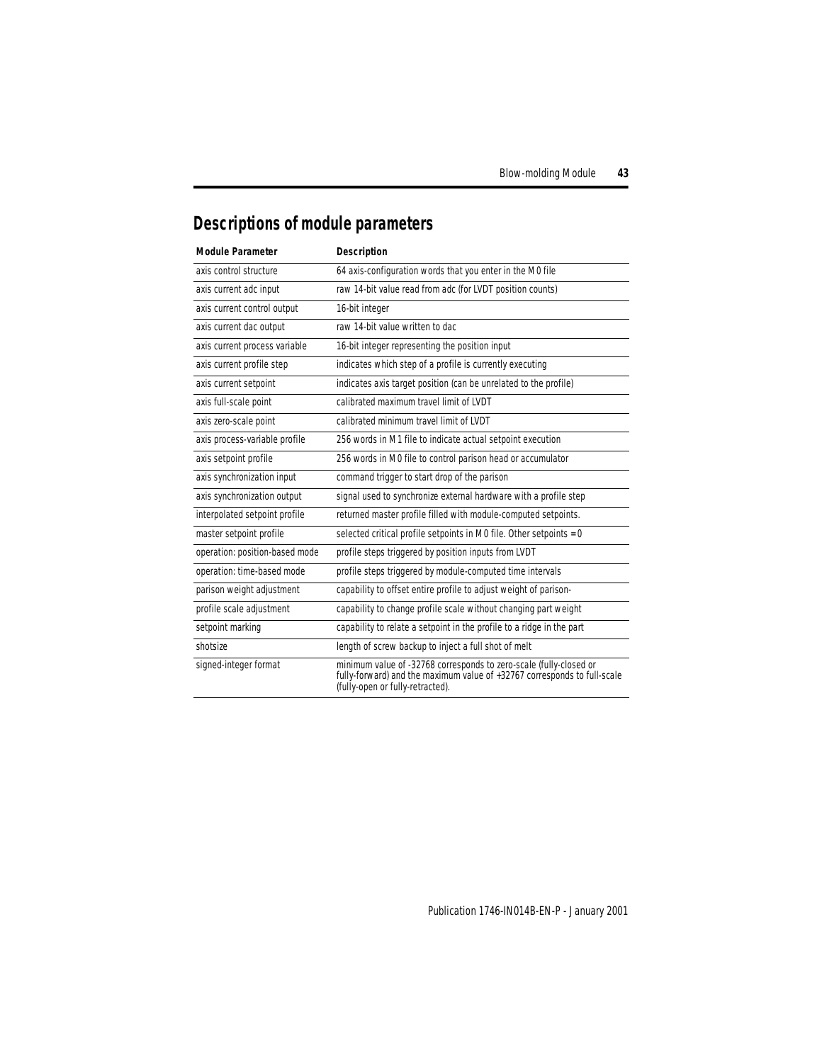## Descriptions of module parameters

| Module Parameter | Description |
|---|---|
| axis control structure | 64 axis-configuration words that you enter in the M0 file |
| axis current adc input | raw 14-bit value read from adc (for LVDT position counts) |
| axis current control output | 16-bit integer |
| axis current dac output | raw 14-bit value written to dac |
| axis current process variable | 16-bit integer representing the position input |
| axis current profile step | indicates which step of a profile is currently executing |
| axis current setpoint | indicates axis target position (can be unrelated to the profile) |
| axis full-scale point | calibrated maximum travel limit of LVDT |
| axis zero-scale point | calibrated minimum travel limit of LVDT |
| axis process-variable profile | 256 words in M1 file to indicate actual setpoint execution |
| axis setpoint profile | 256 words in M0 file to control parison head or accumulator |
| axis synchronization input | command trigger to start drop of the parison |
| axis synchronization output | signal used to synchronize external hardware with a profile step |
| interpolated setpoint profile | returned master profile filled with module-computed setpoints. |
| master setpoint profile | selected critical profile setpoints in M0 file. Other setpoints = 0 |
| operation: position-based mode | profile steps triggered by position inputs from LVDT |
| operation: time-based mode | profile steps triggered by module-computed time intervals |
| parison weight adjustment | capability to offset entire profile to adjust weight of parison- |
| profile scale adjustment | capability to change profile scale without changing part weight |
| setpoint marking | capability to relate a setpoint in the profile to a ridge in the part |
| shotsize | length of screw backup to inject a full shot of melt |
| signed-integer format | minimum value of -32768 corresponds to zero-scale (fully-closed or fully-forward) and the maximum value of +32767 corresponds to full-scale (fully-open or fully-retracted). |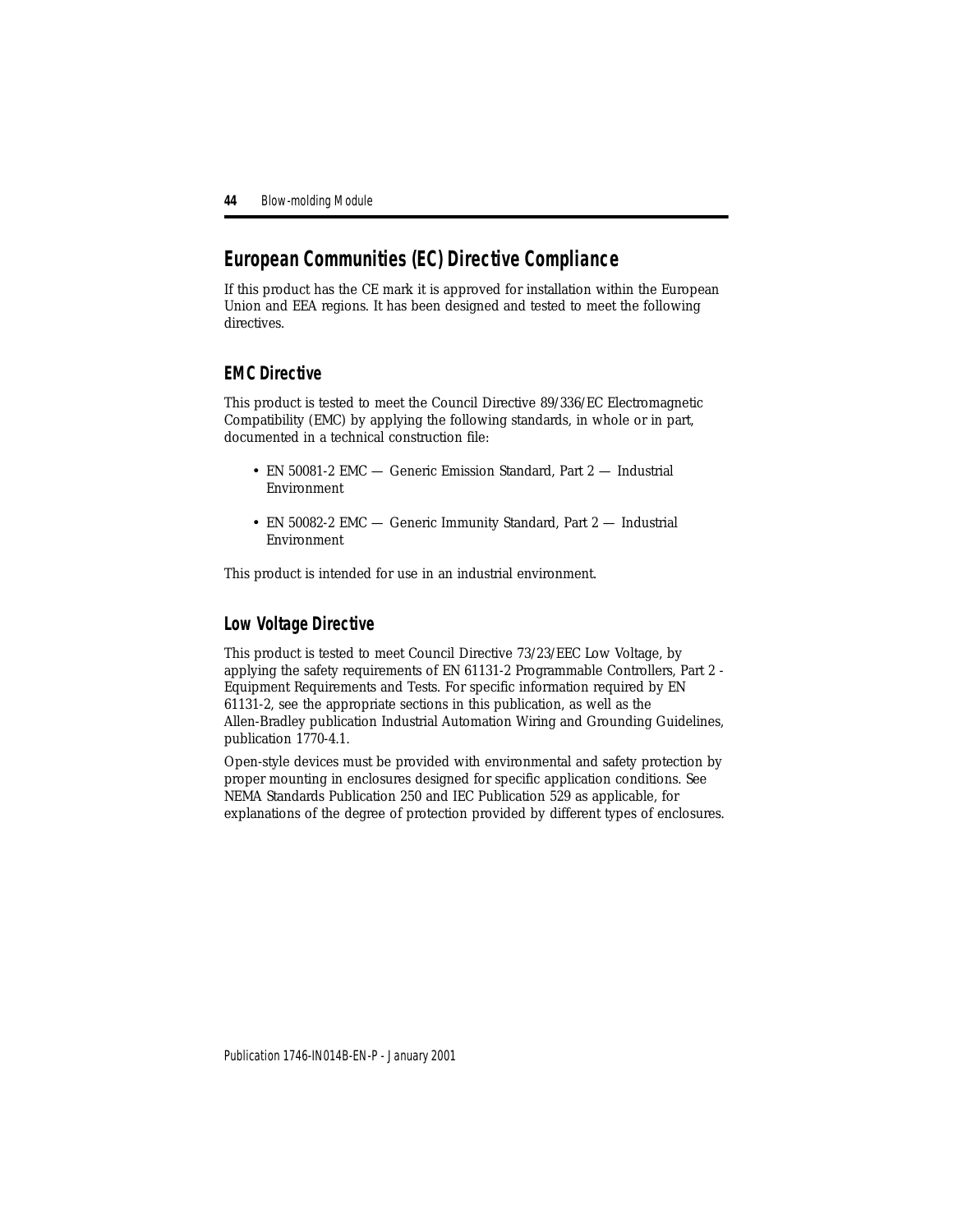## European Communities (EC) Directive Compliance

If this product has the CE mark it is approved for installation within the European Union and EEA regions. It has been designed and tested to meet the following directives.

### EMC Directive

This product is tested to meet the Council Directive 89/336/EC Electromagnetic Compatibility (EMC) by applying the following standards, in whole or in part, documented in a technical construction file:

- EN 50081-2 EMC — Generic Emission Standard, Part 2 — Industrial Environment
- EN 50082-2 EMC — Generic Immunity Standard, Part 2 — Industrial Environment

This product is intended for use in an industrial environment.

### Low Voltage Directive

This product is tested to meet Council Directive 73/23/EEC Low Voltage, by applying the safety requirements of EN 61131-2 Programmable Controllers, Part 2 - Equipment Requirements and Tests. For specific information required by EN 61131-2, see the appropriate sections in this publication, as well as the Allen-Bradley publication Industrial Automation Wiring and Grounding Guidelines, publication 1770-4.1.

Open-style devices must be provided with environmental and safety protection by proper mounting in enclosures designed for specific application conditions. See NEMA Standards Publication 250 and IEC Publication 529 as applicable, for explanations of the degree of protection provided by different types of enclosures.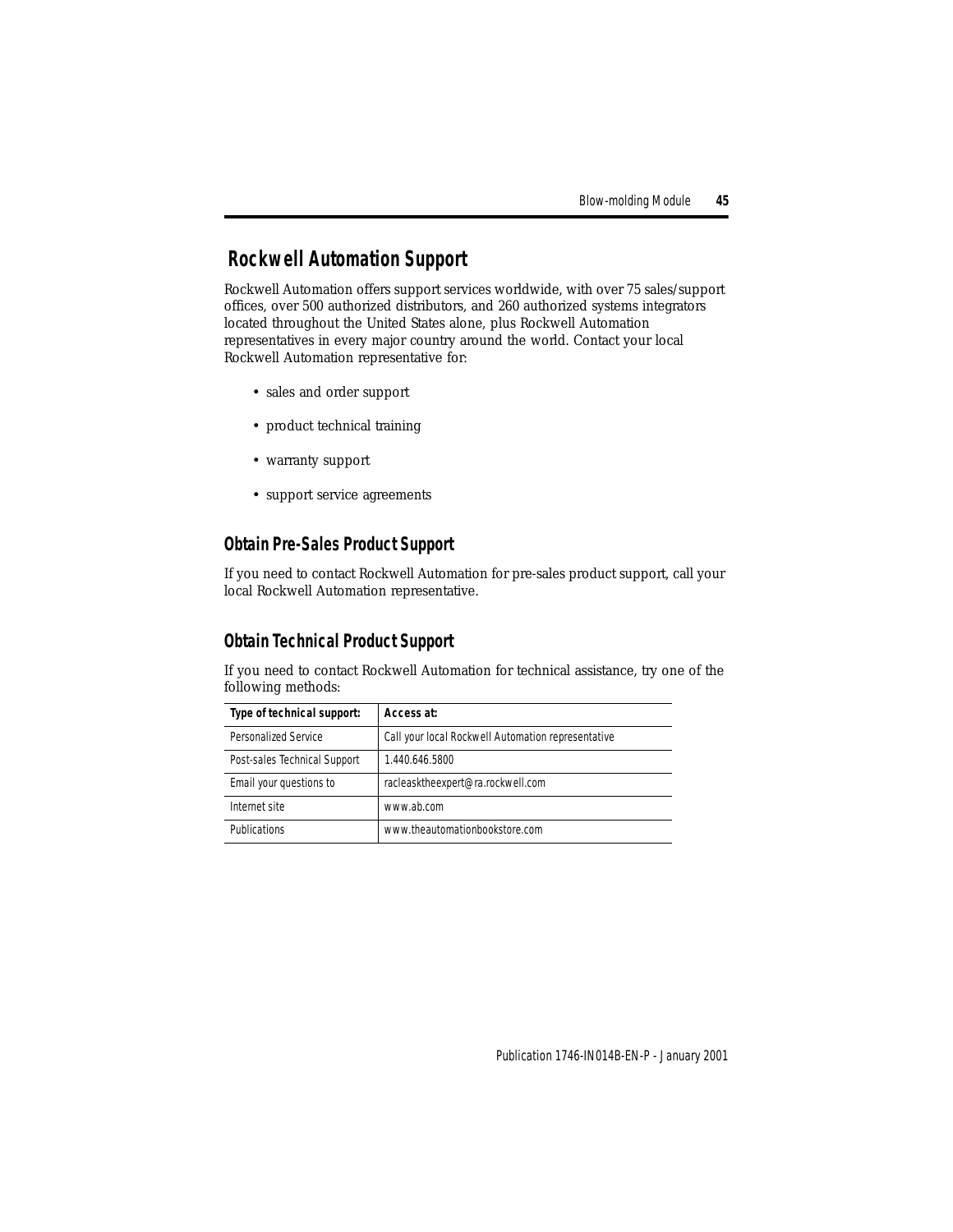# Rockwell Automation Support

Rockwell Automation offers support services worldwide, with over 75 sales/support offices, over 500 authorized distributors, and 260 authorized systems integrators located throughout the United States alone, plus Rockwell Automation representatives in every major country around the world. Contact your local Rockwell Automation representative for:

- sales and order support
- product technical training
- warranty support
- support service agreements

## Obtain Pre-Sales Product Support

If you need to contact Rockwell Automation for pre-sales product support, call your local Rockwell Automation representative.

## Obtain Technical Product Support

If you need to contact Rockwell Automation for technical assistance, try one of the following methods:

| Type of technical support: | Access at: |
| --- | --- |
| Personalized Service | Call your local Rockwell Automation representative |
| Post-sales Technical Support | 1.440.646.5800 |
| Email your questions to | racleasktheexpert@ra.rockwell.com |
| Internet site | www.ab.com |
| Publications | www.theautomationbookstore.com |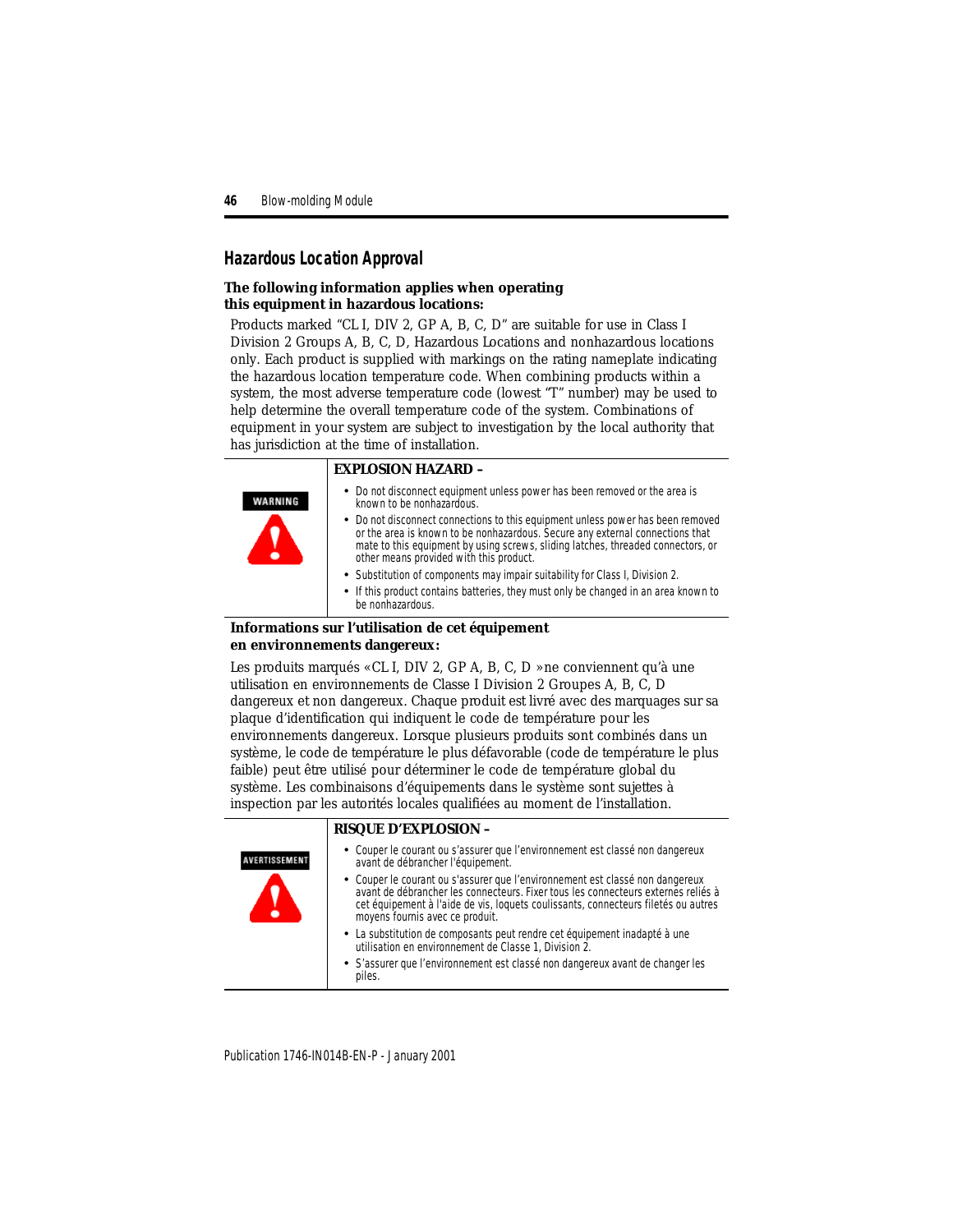## Hazardous Location Approval

**The following information applies when operating this equipment in hazardous locations:**

Products marked "CL I, DIV 2, GP A, B, C, D" are suitable for use in Class I Division 2 Groups A, B, C, D, Hazardous Locations and nonhazardous locations only. Each product is supplied with markings on the rating nameplate indicating the hazardous location temperature code. When combining products within a system, the most adverse temperature code (lowest "T" number) may be used to help determine the overall temperature code of the system. Combinations of equipment in your system are subject to investigation by the local authority that has jurisdiction at the time of installation.

| WARNING | **EXPLOSION HAZARD –** |
|---|---|
| | • Do not disconnect equipment unless power has been removed or the area is known to be nonhazardous.<br>• Do not disconnect connections to this equipment unless power has been removed or the area is known to be nonhazardous. Secure any external connections that mate to this equipment by using screws, sliding latches, threaded connectors, or other means provided with this product.<br>• Substitution of components may impair suitability for Class I, Division 2.<br>• If this product contains batteries, they must only be changed in an area known to be nonhazardous. |

**Informations sur l'utilisation de cet équipement en environnements dangereux:**

Les produits marqués « CL I, DIV 2, GP A, B, C, D » ne conviennent qu'à une utilisation en environnements de Classe I Division 2 Groupes A, B, C, D dangereux et non dangereux. Chaque produit est livré avec des marquages sur sa plaque d'identification qui indiquent le code de température pour les environnements dangereux. Lorsque plusieurs produits sont combinés dans un système, le code de température le plus défavorable (code de température le plus faible) peut être utilisé pour déterminer le code de température global du système. Les combinaisons d'équipements dans le système sont sujettes à inspection par les autorités locales qualifiées au moment de l'installation.

| AVERTISSEMENT | **RISQUE D'EXPLOSION –** |
|---|---|
| | • Couper le courant ou s'assurer que l'environnement est classé non dangereux avant de débrancher l'équipement.<br>• Couper le courant ou s'assurer que l'environnement est classé non dangereux avant de débrancher les connecteurs. Fixer tous les connecteurs externes reliés à cet équipement à l'aide de vis, loquets coulissants, connecteurs filetés ou autres moyens fournis avec ce produit.<br>• La substitution de composants peut rendre cet équipement inadapté à une utilisation en environnement de Classe 1, Division 2.<br>• S'assurer que l'environnement est classé non dangereux avant de changer les piles. |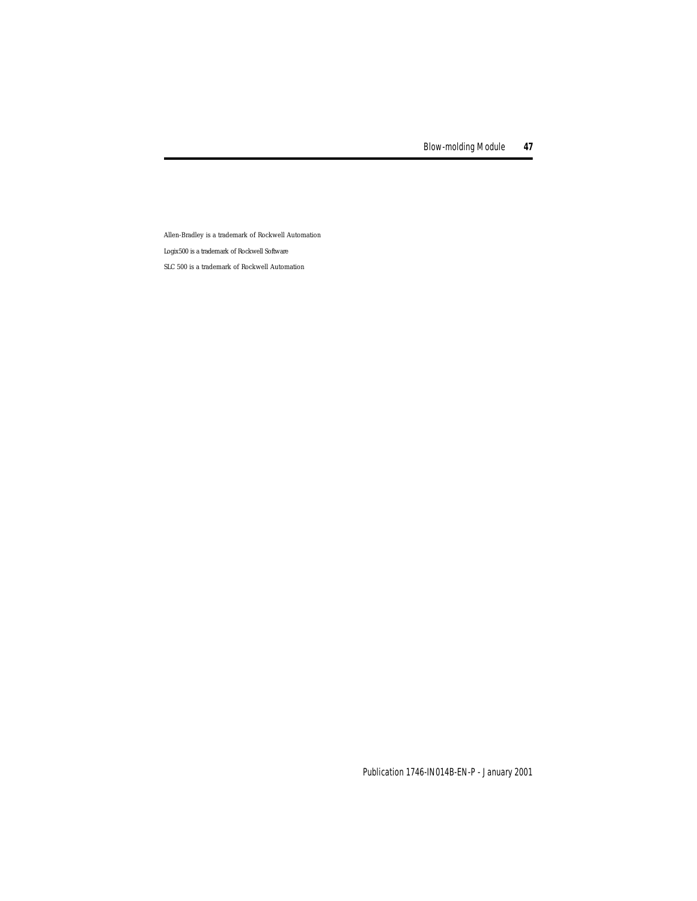Allen-Bradley is a trademark of Rockwell Automation

Logix500 is a trademark of Rockwell Software

SLC 500 is a trademark of Rockwell Automation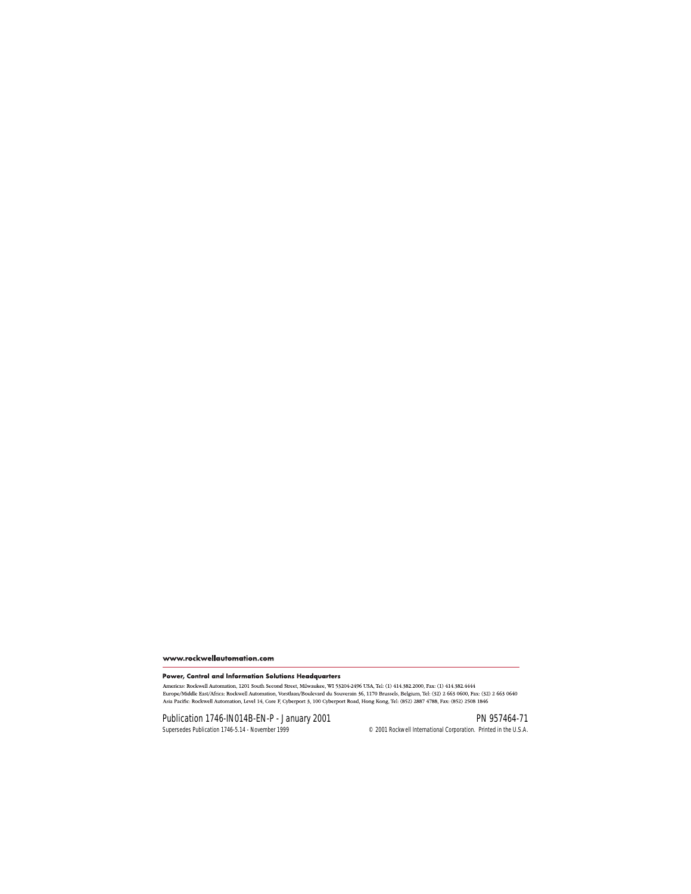**www.rockwellautomation.com**

---

**Power, Control and Information Solutions Headquarters**

Americas: Rockwell Automation, 1201 South Second Street, Milwaukee, WI 53204-2496 USA, Tel: (1) 414.382.2000, Fax: (1) 414.382.4444
Europe/Middle East/Africa: Rockwell Automation, Vorstlaan/Boulevard du Souverain 36, 1170 Brussels, Belgium, Tel: (32) 2 663 0600, Fax: (32) 2 663 0640
Asia Pacific: Rockwell Automation, Level 14, Core F, Cyberport 3, 100 Cyberport Road, Hong Kong, Tel: (852) 2887 4788, Fax: (852) 2508 1846

Publication 1746-IN014B-EN-P - January 2001 PN 957464-71
Supersedes Publication 1746-5.14 - November 1999 © 2001 Rockwell International Corporation. Printed in the U.S.A.